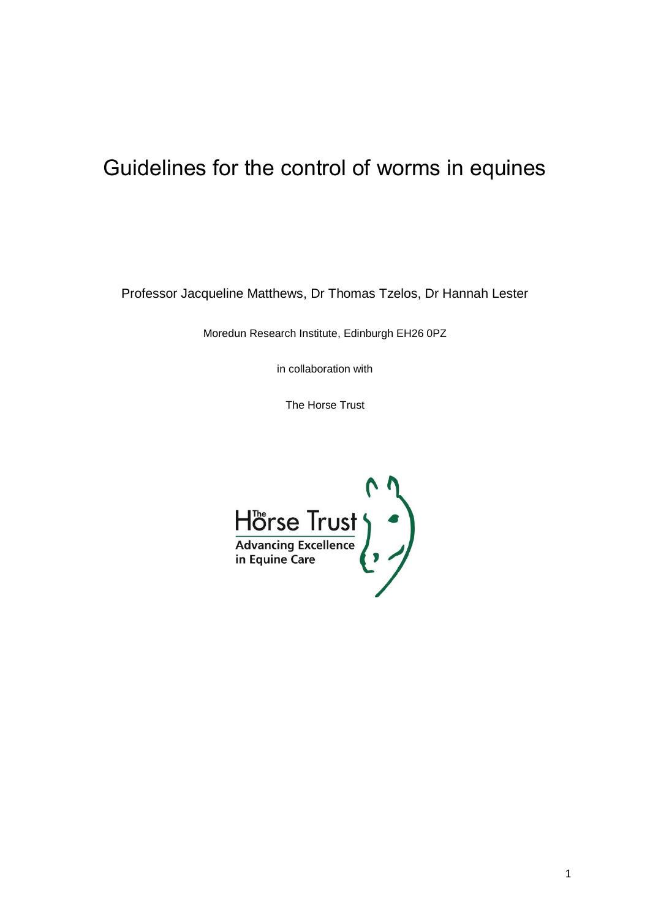# Guidelines for the control of worms in equines

Professor Jacqueline Matthews, Dr Thomas Tzelos, Dr Hannah Lester

Moredun Research Institute, Edinburgh EH26 0PZ

in collaboration with

The Horse Trust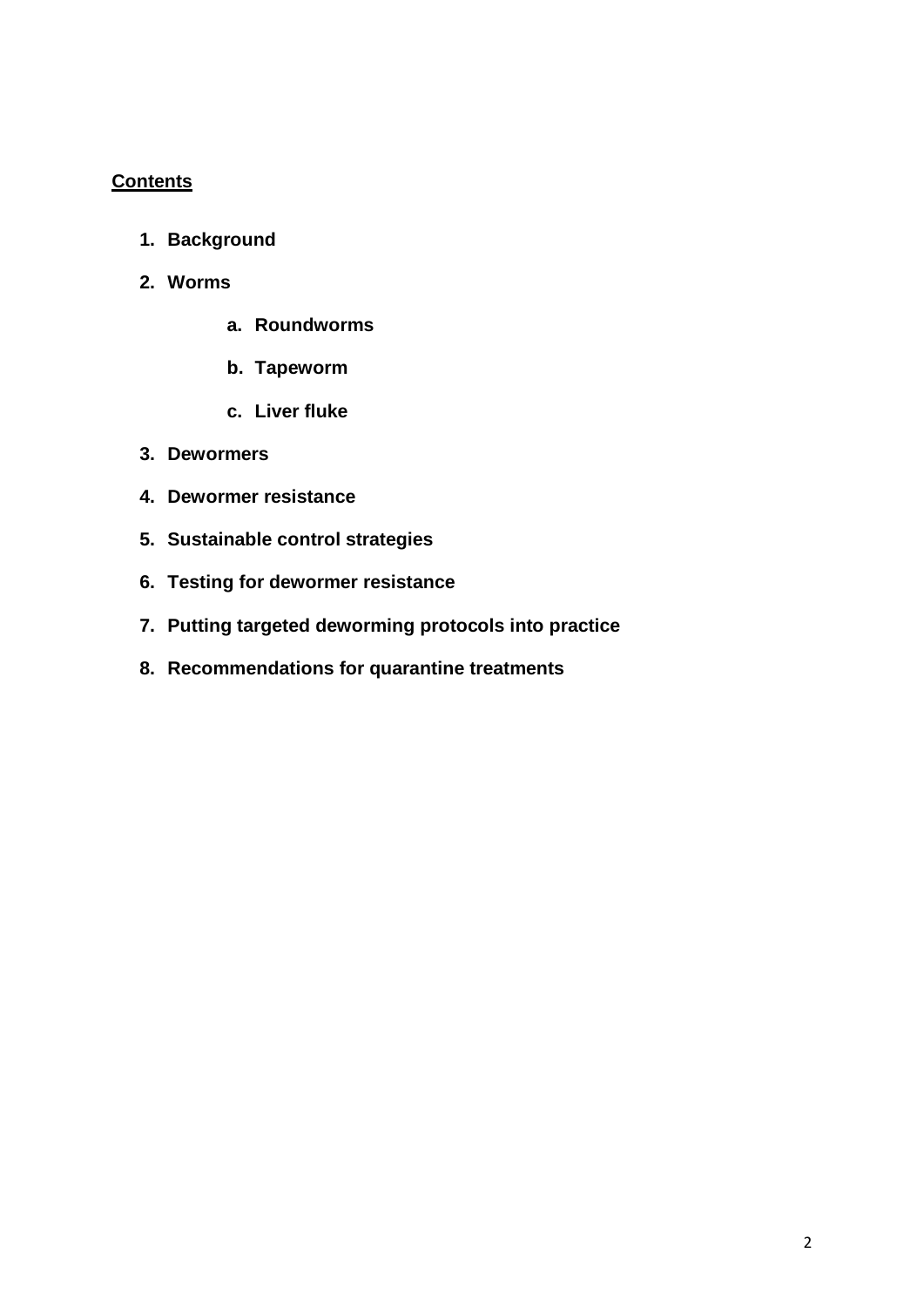## Contents

1. **Background**
2. **Worms**
    a. **Roundworms**
    b. **Tapeworm**
    c. **Liver fluke**
3. **Dewormers**
4. **Dewormer resistance**
5. **Sustainable control strategies**
6. **Testing for dewormer resistance**
7. **Putting targeted deworming protocols into practice**
8. **Recommendations for quarantine treatments**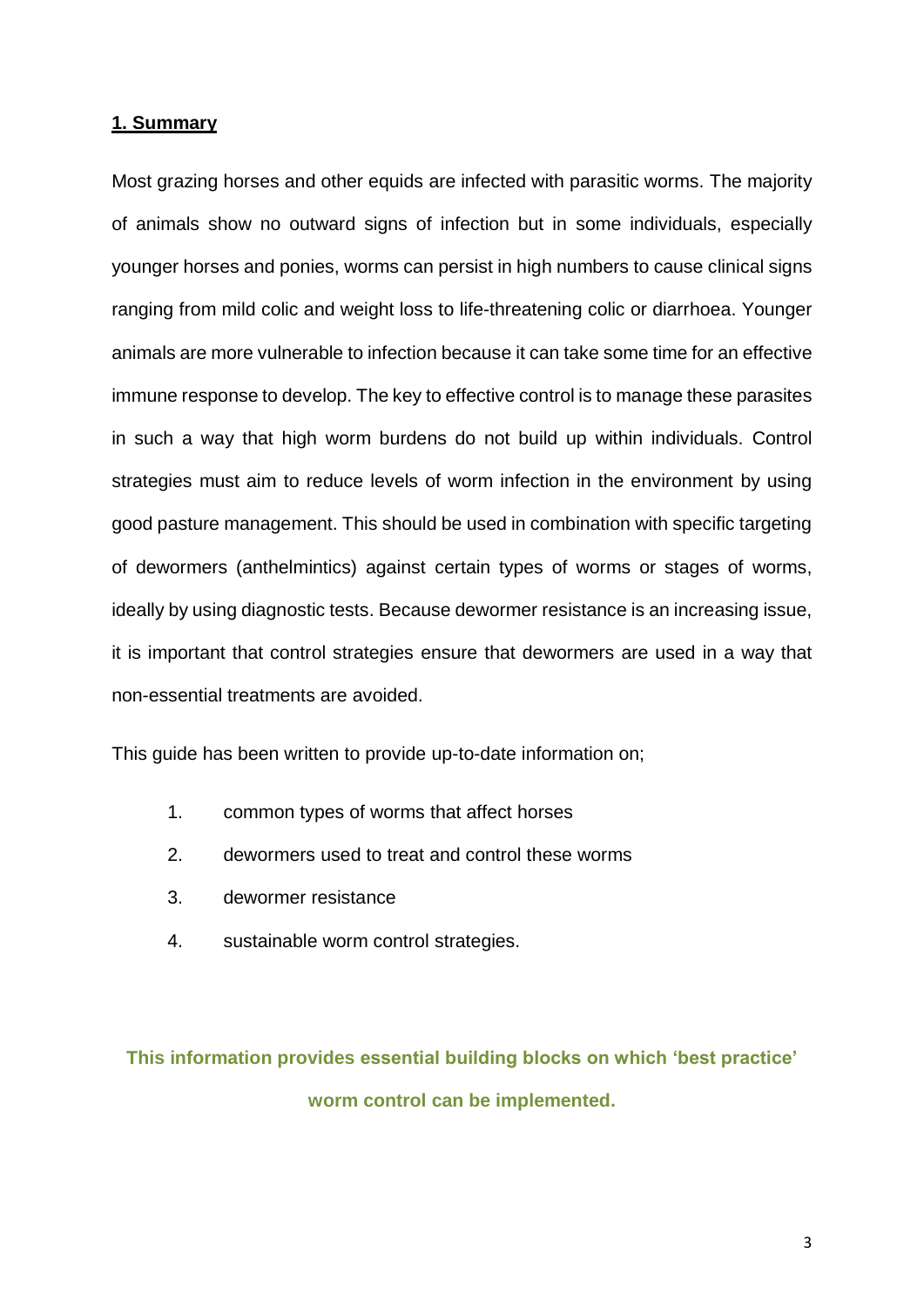## 1. Summary

Most grazing horses and other equids are infected with parasitic worms. The majority of animals show no outward signs of infection but in some individuals, especially younger horses and ponies, worms can persist in high numbers to cause clinical signs ranging from mild colic and weight loss to life-threatening colic or diarrhoea. Younger animals are more vulnerable to infection because it can take some time for an effective immune response to develop. The key to effective control is to manage these parasites in such a way that high worm burdens do not build up within individuals. Control strategies must aim to reduce levels of worm infection in the environment by using good pasture management. This should be used in combination with specific targeting of dewormers (anthelmintics) against certain types of worms or stages of worms, ideally by using diagnostic tests. Because dewormer resistance is an increasing issue, it is important that control strategies ensure that dewormers are used in a way that non-essential treatments are avoided.

This guide has been written to provide up-to-date information on;

1. common types of worms that affect horses
2. dewormers used to treat and control these worms
3. dewormer resistance
4. sustainable worm control strategies.

**This information provides essential building blocks on which 'best practice' worm control can be implemented.**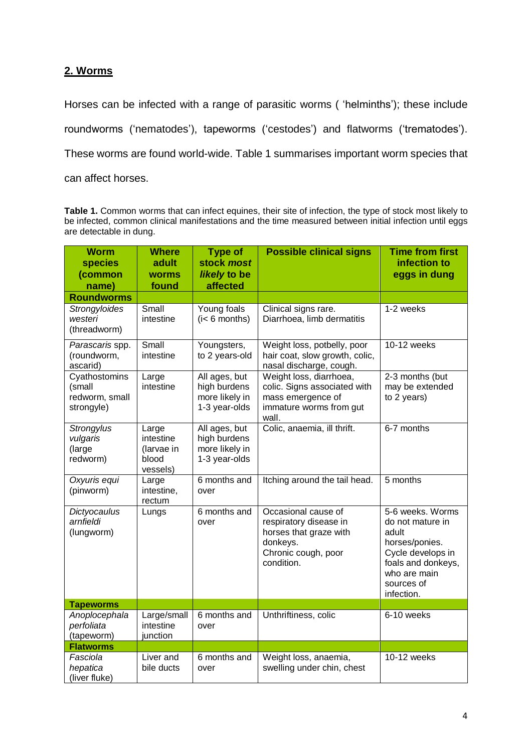## 2. Worms

Horses can be infected with a range of parasitic worms ( 'helminths'); these include roundworms ('nematodes'), tapeworms ('cestodes') and flatworms ('trematodes'). These worms are found world-wide. Table 1 summarises important worm species that can affect horses.

**Table 1.** Common worms that can infect equines, their site of infection, the type of stock most likely to be infected, common clinical manifestations and the time measured between initial infection until eggs are detectable in dung.

| Worm species (common name) | Where adult worms found | Type of stock *most likely* to be affected | Possible clinical signs | Time from first infection to eggs in dung |
|---|---|---|---|---|
| **Roundworms** | | | | |
| *Strongyloides westeri* (threadworm) | Small intestine | Young foals (i< 6 months) | Clinical signs rare. Diarrhoea, limb dermatitis | 1-2 weeks |
| *Parascaris* spp. (roundworm, ascarid) | Small intestine | Youngsters, to 2 years-old | Weight loss, potbelly, poor hair coat, slow growth, colic, nasal discharge, cough. | 10-12 weeks |
| Cyathostomins (small redworm, small strongyle) | Large intestine | All ages, but high burdens more likely in 1-3 year-olds | Weight loss, diarrhoea, colic. Signs associated with mass emergence of immature worms from gut wall. | 2-3 months (but may be extended to 2 years) |
| *Strongylus vulgaris* (large redworm) | Large intestine (larvae in blood vessels) | All ages, but high burdens more likely in 1-3 year-olds | Colic, anaemia, ill thrift. | 6-7 months |
| *Oxyuris equi* (pinworm) | Large intestine, rectum | 6 months and over | Itching around the tail head. | 5 months |
| *Dictyocaulus arnfieldi* (lungworm) | Lungs | 6 months and over | Occasional cause of respiratory disease in horses that graze with donkeys. Chronic cough, poor condition. | 5-6 weeks. Worms do not mature in adult horses/ponies. Cycle develops in foals and donkeys, who are main sources of infection. |
| **Tapeworms** | | | | |
| *Anoplocephala perfoliata* (tapeworm) | Large/small intestine junction | 6 months and over | Unthriftiness, colic | 6-10 weeks |
| **Flatworms** | | | | |
| *Fasciola hepatica* (liver fluke) | Liver and bile ducts | 6 months and over | Weight loss, anaemia, swelling under chin, chest | 10-12 weeks |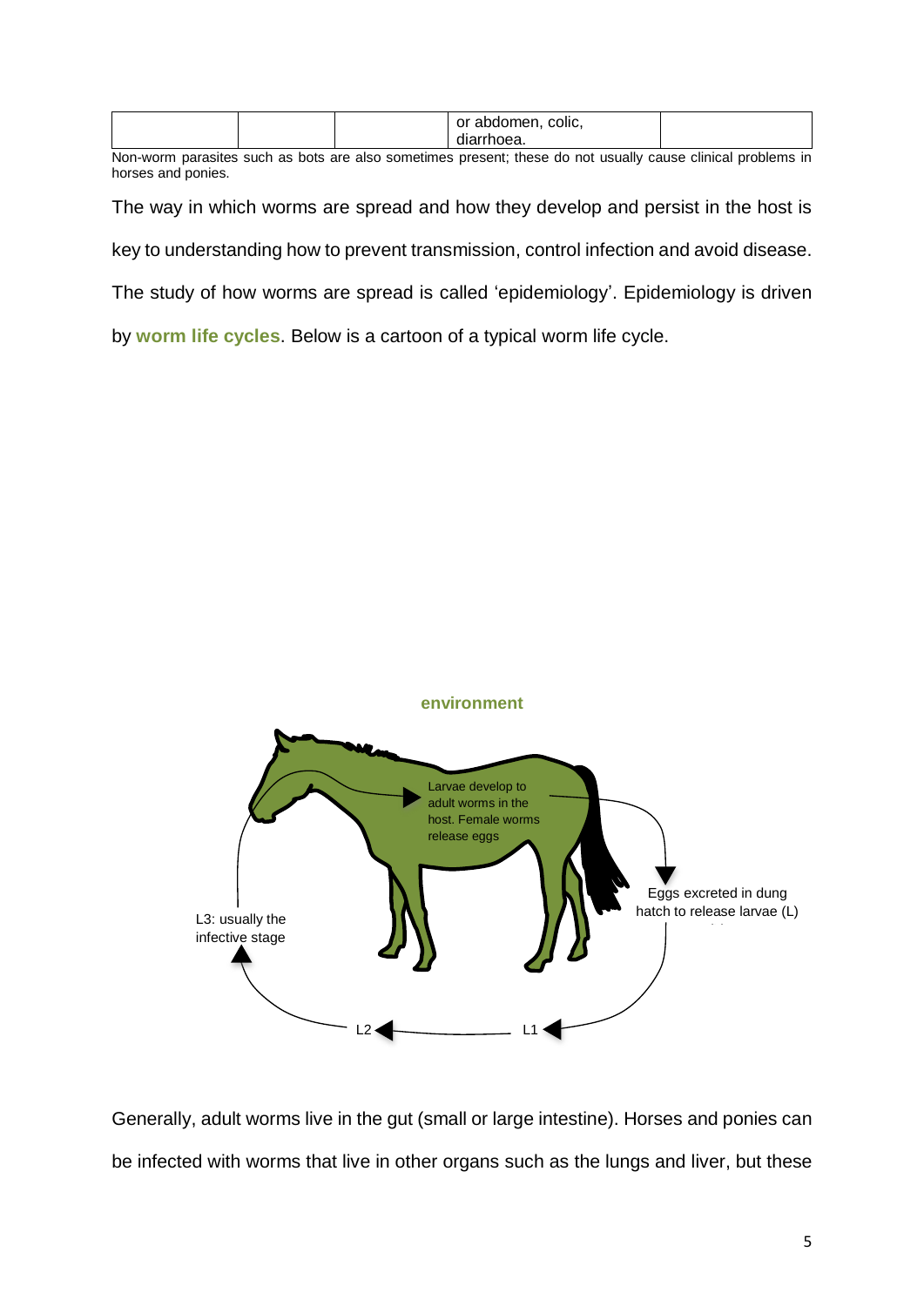|  |  |  | or abdomen, colic, diarrhoea. |  |
|---|---|---|---|---|

Non-worm parasites such as bots are also sometimes present; these do not usually cause clinical problems in horses and ponies.

The way in which worms are spread and how they develop and persist in the host is key to understanding how to prevent transmission, control infection and avoid disease. The study of how worms are spread is called 'epidemiology'. Epidemiology is driven by **worm life cycles**. Below is a cartoon of a typical worm life cycle.

environment

Larvae develop to adult worms in the host. Female worms release eggs

Eggs excreted in dung hatch to release larvae (L)

L1

L2

L3: usually the infective stage

Generally, adult worms live in the gut (small or large intestine). Horses and ponies can be infected with worms that live in other organs such as the lungs and liver, but these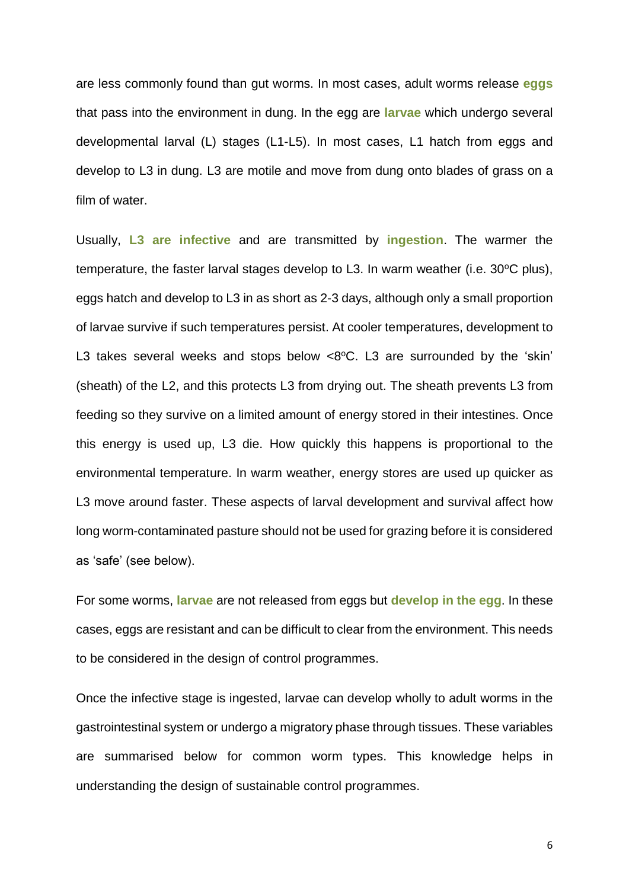are less commonly found than gut worms. In most cases, adult worms release **eggs** that pass into the environment in dung. In the egg are **larvae** which undergo several developmental larval (L) stages (L1-L5). In most cases, L1 hatch from eggs and develop to L3 in dung. L3 are motile and move from dung onto blades of grass on a film of water.

Usually, **L3 are infective** and are transmitted by **ingestion**. The warmer the temperature, the faster larval stages develop to L3. In warm weather (i.e. 30$^{o}$C plus), eggs hatch and develop to L3 in as short as 2-3 days, although only a small proportion of larvae survive if such temperatures persist. At cooler temperatures, development to L3 takes several weeks and stops below <8$^{o}$C. L3 are surrounded by the 'skin' (sheath) of the L2, and this protects L3 from drying out. The sheath prevents L3 from feeding so they survive on a limited amount of energy stored in their intestines. Once this energy is used up, L3 die. How quickly this happens is proportional to the environmental temperature. In warm weather, energy stores are used up quicker as L3 move around faster. These aspects of larval development and survival affect how long worm-contaminated pasture should not be used for grazing before it is considered as 'safe' (see below).

For some worms, **larvae** are not released from eggs but **develop in the egg**. In these cases, eggs are resistant and can be difficult to clear from the environment. This needs to be considered in the design of control programmes.

Once the infective stage is ingested, larvae can develop wholly to adult worms in the gastrointestinal system or undergo a migratory phase through tissues. These variables are summarised below for common worm types. This knowledge helps in understanding the design of sustainable control programmes.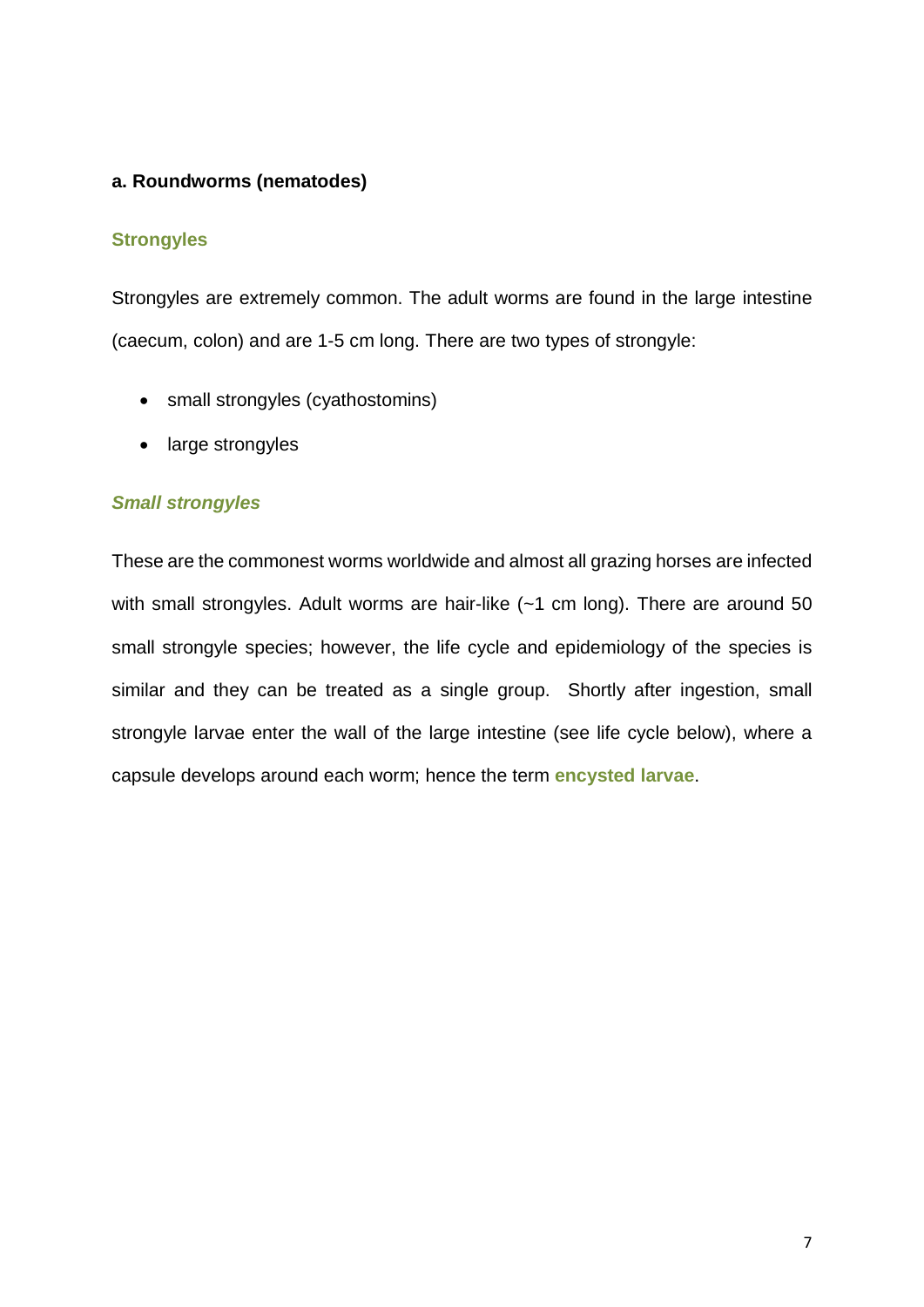### a. Roundworms (nematodes)

#### Strongyles

Strongyles are extremely common. The adult worms are found in the large intestine (caecum, colon) and are 1-5 cm long. There are two types of strongyle:

- small strongyles (cyathostomins)
- large strongyles

#### *Small strongyles*

These are the commonest worms worldwide and almost all grazing horses are infected with small strongyles. Adult worms are hair-like (~1 cm long). There are around 50 small strongyle species; however, the life cycle and epidemiology of the species is similar and they can be treated as a single group. Shortly after ingestion, small strongyle larvae enter the wall of the large intestine (see life cycle below), where a capsule develops around each worm; hence the term **encysted larvae**.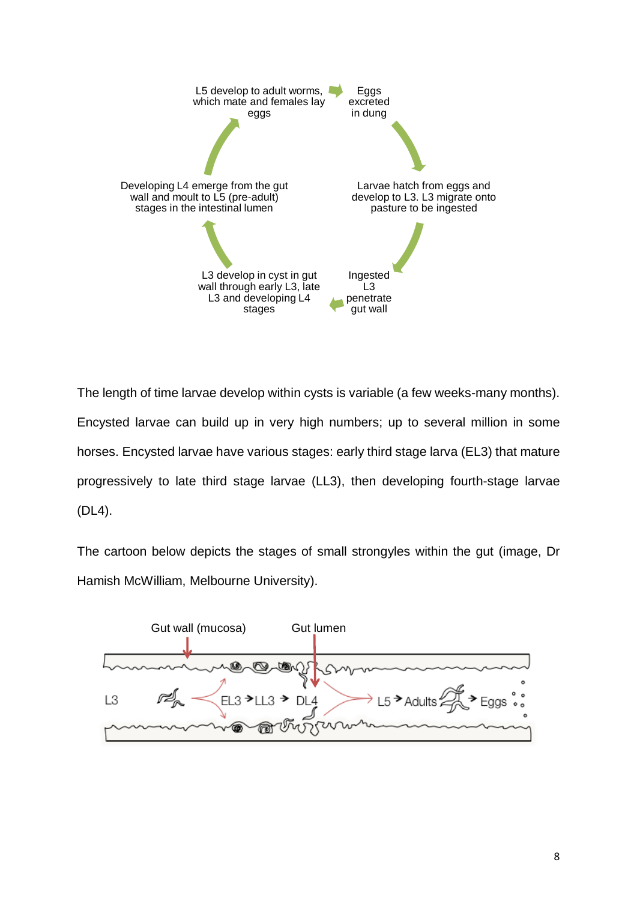- Eggs excreted in dung
- Larvae hatch from eggs and develop to L3. L3 migrate onto pasture to be ingested
- Ingested L3 penetrate gut wall
- L3 develop in cyst in gut wall through early L3, late L3 and developing L4 stages
- Developing L4 emerge from the gut wall and moult to L5 (pre-adult) stages in the intestinal lumen
- L5 develop to adult worms, which mate and females lay eggs

The length of time larvae develop within cysts is variable (a few weeks-many months). Encysted larvae can build up in very high numbers; up to several million in some horses. Encysted larvae have various stages: early third stage larva (EL3) that mature progressively to late third stage larvae (LL3), then developing fourth-stage larvae (DL4).

The cartoon below depicts the stages of small strongyles within the gut (image, Dr Hamish McWilliam, Melbourne University).

Gut wall (mucosa) | Gut lumen

L3 → EL3 → LL3 → DL4 → L5 → Adults → Eggs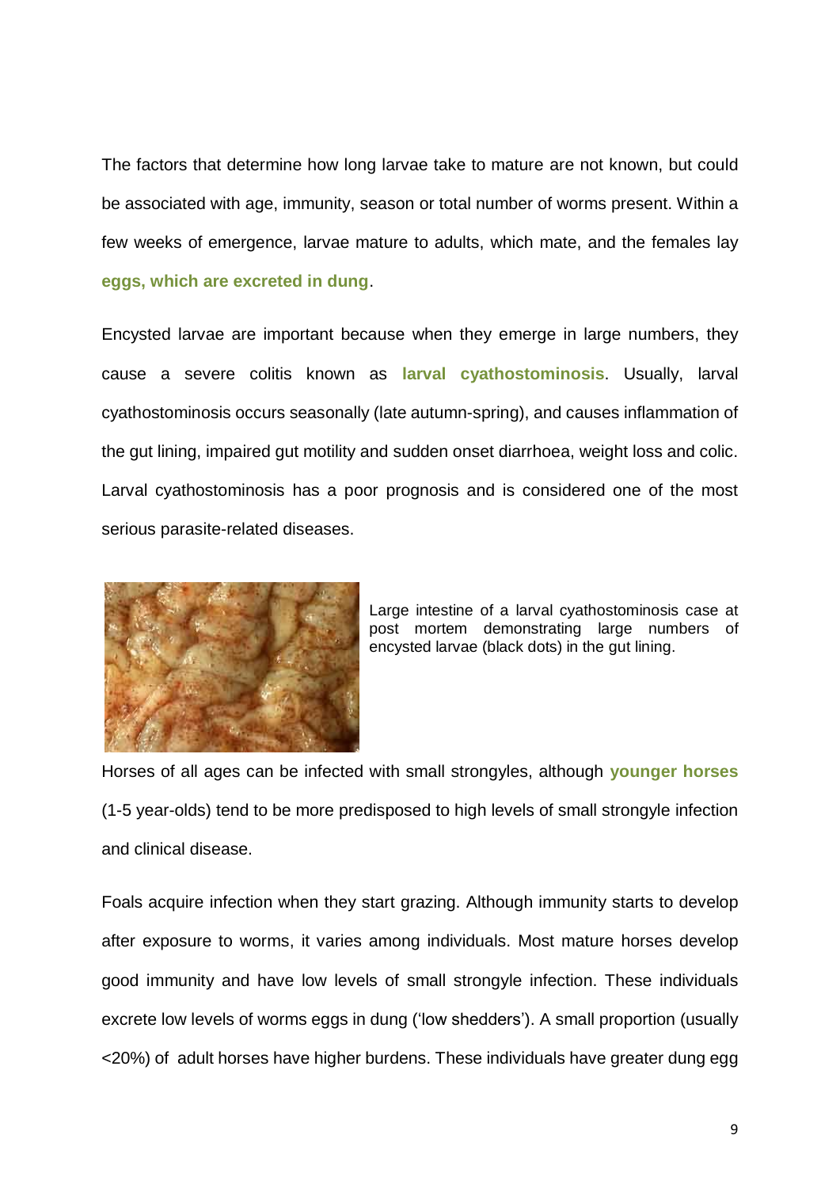The factors that determine how long larvae take to mature are not known, but could be associated with age, immunity, season or total number of worms present. Within a few weeks of emergence, larvae mature to adults, which mate, and the females lay **eggs, which are excreted in dung**.

Encysted larvae are important because when they emerge in large numbers, they cause a severe colitis known as **larval cyathostominosis**. Usually, larval cyathostominosis occurs seasonally (late autumn-spring), and causes inflammation of the gut lining, impaired gut motility and sudden onset diarrhoea, weight loss and colic. Larval cyathostominosis has a poor prognosis and is considered one of the most serious parasite-related diseases.

Large intestine of a larval cyathostominosis case at post mortem demonstrating large numbers of encysted larvae (black dots) in the gut lining.

Horses of all ages can be infected with small strongyles, although **younger horses** (1-5 year-olds) tend to be more predisposed to high levels of small strongyle infection and clinical disease.

Foals acquire infection when they start grazing. Although immunity starts to develop after exposure to worms, it varies among individuals. Most mature horses develop good immunity and have low levels of small strongyle infection. These individuals excrete low levels of worms eggs in dung ('low shedders'). A small proportion (usually <20%) of adult horses have higher burdens. These individuals have greater dung egg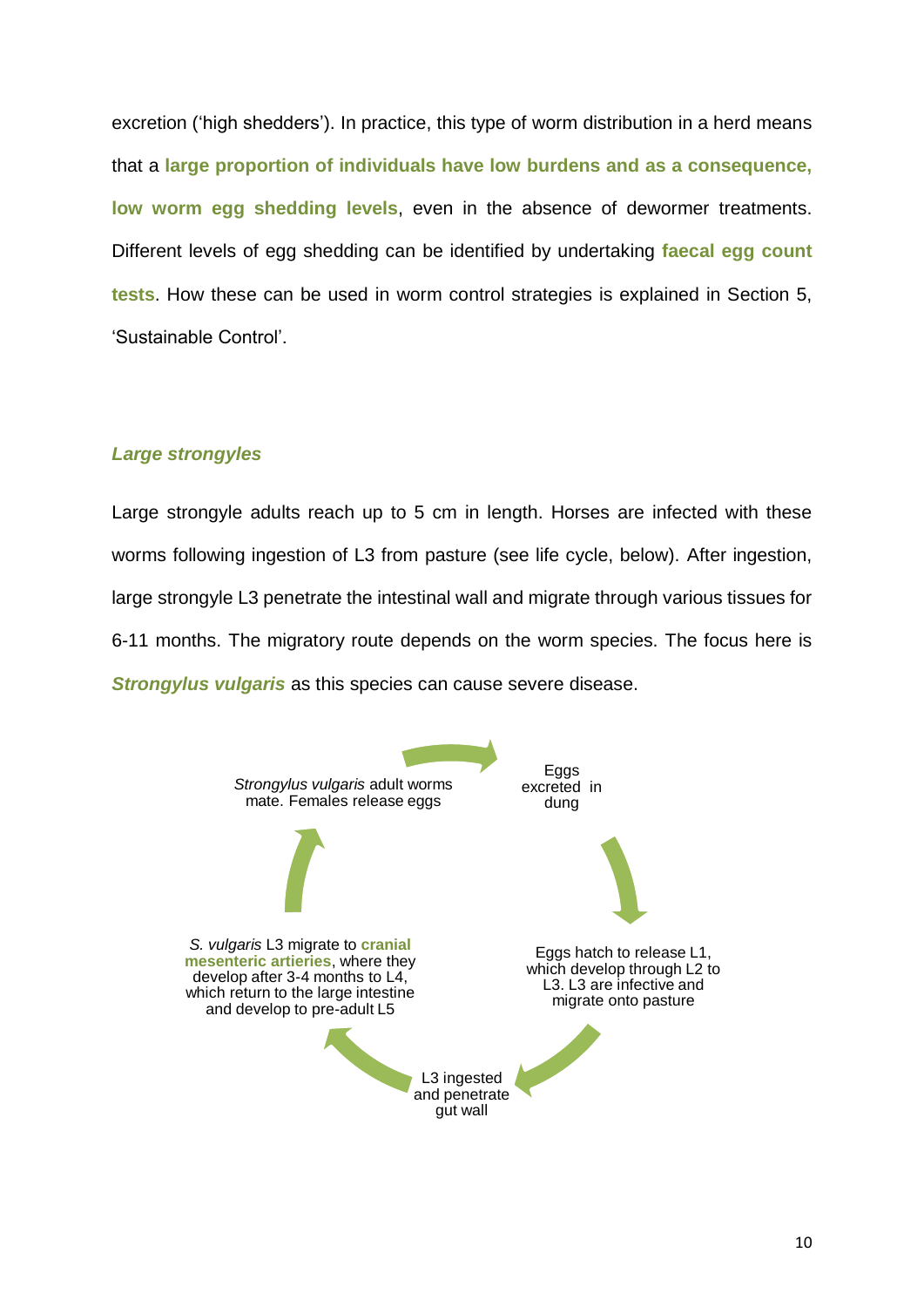excretion ('high shedders'). In practice, this type of worm distribution in a herd means that a **large proportion of individuals have low burdens and as a consequence, low worm egg shedding levels**, even in the absence of dewormer treatments. Different levels of egg shedding can be identified by undertaking **faecal egg count tests**. How these can be used in worm control strategies is explained in Section 5, 'Sustainable Control'.

### *Large strongyles*

Large strongyle adults reach up to 5 cm in length. Horses are infected with these worms following ingestion of L3 from pasture (see life cycle, below). After ingestion, large strongyle L3 penetrate the intestinal wall and migrate through various tissues for 6-11 months. The migratory route depends on the worm species. The focus here is ***Strongylus vulgaris*** as this species can cause severe disease.

*Strongylus vulgaris* adult worms mate. Females release eggs

Eggs excreted in dung

Eggs hatch to release L1, which develop through L2 to L3. L3 are infective and migrate onto pasture

L3 ingested and penetrate gut wall

*S. vulgaris* L3 migrate to **cranial mesenteric artieries**, where they develop after 3-4 months to L4, which return to the large intestine and develop to pre-adult L5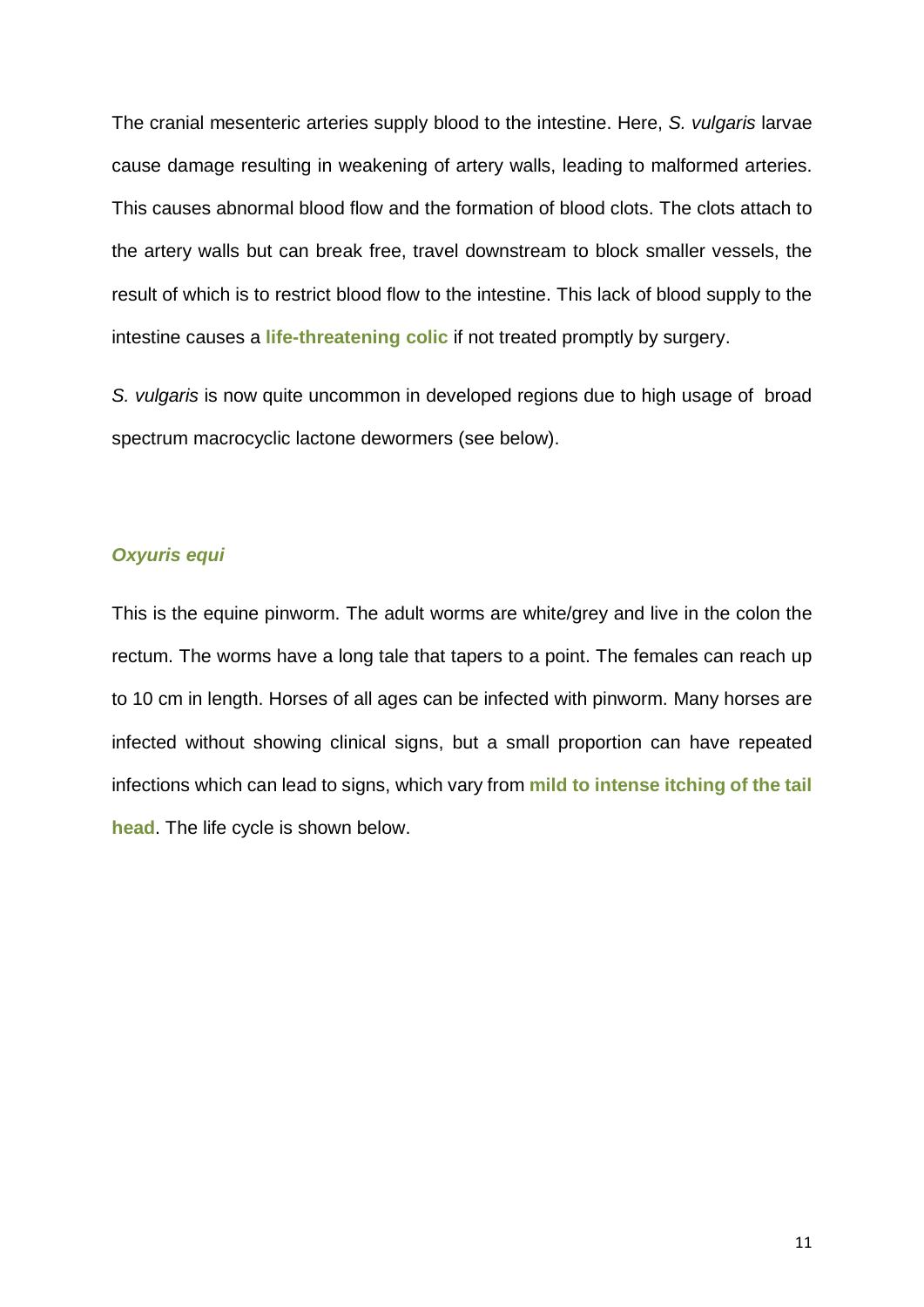The cranial mesenteric arteries supply blood to the intestine. Here, *S. vulgaris* larvae cause damage resulting in weakening of artery walls, leading to malformed arteries. This causes abnormal blood flow and the formation of blood clots. The clots attach to the artery walls but can break free, travel downstream to block smaller vessels, the result of which is to restrict blood flow to the intestine. This lack of blood supply to the intestine causes a **life-threatening colic** if not treated promptly by surgery.

*S. vulgaris* is now quite uncommon in developed regions due to high usage of broad spectrum macrocyclic lactone dewormers (see below).

### *Oxyuris equi*

This is the equine pinworm. The adult worms are white/grey and live in the colon the rectum. The worms have a long tale that tapers to a point. The females can reach up to 10 cm in length. Horses of all ages can be infected with pinworm. Many horses are infected without showing clinical signs, but a small proportion can have repeated infections which can lead to signs, which vary from **mild to intense itching of the tail head**. The life cycle is shown below.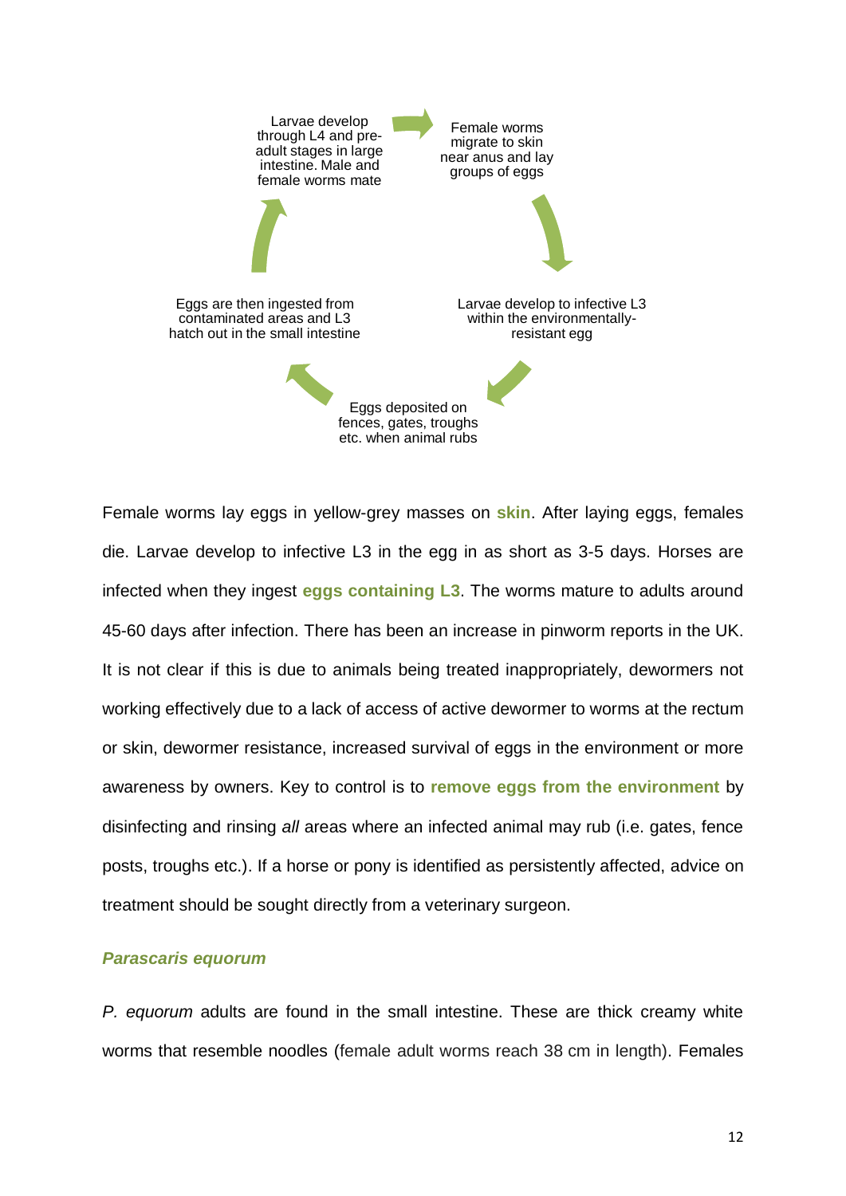Larvae develop through L4 and pre-adult stages in large intestine. Male and female worms mate

Female worms migrate to skin near anus and lay groups of eggs

Larvae develop to infective L3 within the environmentally-resistant egg

Eggs deposited on fences, gates, troughs etc. when animal rubs

Eggs are then ingested from contaminated areas and L3 hatch out in the small intestine

Female worms lay eggs in yellow-grey masses on **skin**. After laying eggs, females die. Larvae develop to infective L3 in the egg in as short as 3-5 days. Horses are infected when they ingest **eggs containing L3**. The worms mature to adults around 45-60 days after infection. There has been an increase in pinworm reports in the UK. It is not clear if this is due to animals being treated inappropriately, dewormers not working effectively due to a lack of access of active dewormer to worms at the rectum or skin, dewormer resistance, increased survival of eggs in the environment or more awareness by owners. Key to control is to **remove eggs from the environment** by disinfecting and rinsing *all* areas where an infected animal may rub (i.e. gates, fence posts, troughs etc.). If a horse or pony is identified as persistently affected, advice on treatment should be sought directly from a veterinary surgeon.

### *Parascaris equorum*

*P. equorum* adults are found in the small intestine. These are thick creamy white worms that resemble noodles (female adult worms reach 38 cm in length). Females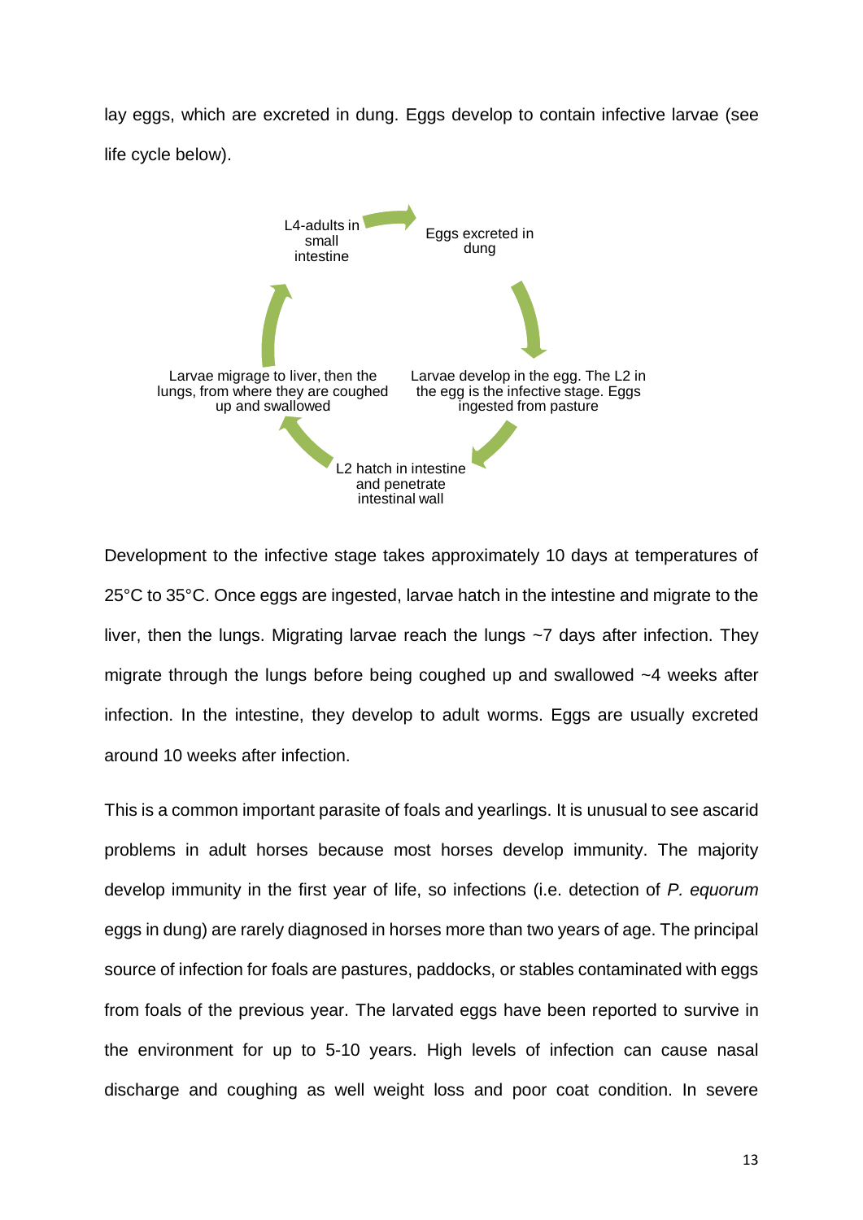lay eggs, which are excreted in dung. Eggs develop to contain infective larvae (see life cycle below).

- Eggs excreted in dung
- Larvae develop in the egg. The L2 in the egg is the infective stage. Eggs ingested from pasture
- L2 hatch in intestine and penetrate intestinal wall
- Larvae migrage to liver, then the lungs, from where they are coughed up and swallowed
- L4-adults in small intestine

Development to the infective stage takes approximately 10 days at temperatures of 25°C to 35°C. Once eggs are ingested, larvae hatch in the intestine and migrate to the liver, then the lungs. Migrating larvae reach the lungs ~7 days after infection. They migrate through the lungs before being coughed up and swallowed ~4 weeks after infection. In the intestine, they develop to adult worms. Eggs are usually excreted around 10 weeks after infection.

This is a common important parasite of foals and yearlings. It is unusual to see ascarid problems in adult horses because most horses develop immunity. The majority develop immunity in the first year of life, so infections (i.e. detection of *P. equorum* eggs in dung) are rarely diagnosed in horses more than two years of age. The principal source of infection for foals are pastures, paddocks, or stables contaminated with eggs from foals of the previous year. The larvated eggs have been reported to survive in the environment for up to 5-10 years. High levels of infection can cause nasal discharge and coughing as well weight loss and poor coat condition. In severe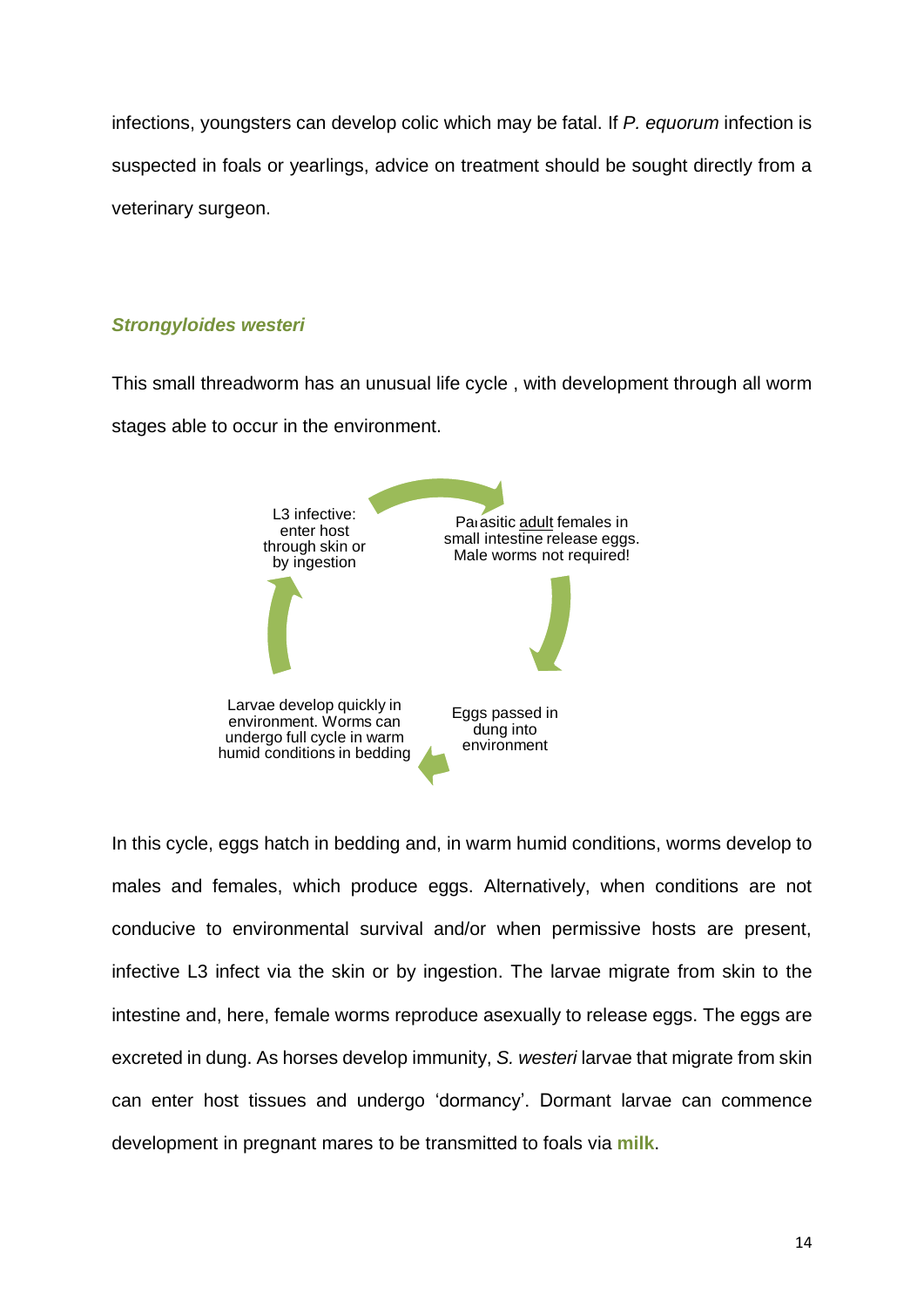infections, youngsters can develop colic which may be fatal. If *P. equorum* infection is suspected in foals or yearlings, advice on treatment should be sought directly from a veterinary surgeon.

### *Strongyloides westeri*

This small threadworm has an unusual life cycle , with development through all worm stages able to occur in the environment.

L3 infective: enter host through skin or by ingestion

Parasitic adult females in small intestine release eggs. Male worms not required!

Eggs passed in dung into environment

Larvae develop quickly in environment. Worms can undergo full cycle in warm humid conditions in bedding

In this cycle, eggs hatch in bedding and, in warm humid conditions, worms develop to males and females, which produce eggs. Alternatively, when conditions are not conducive to environmental survival and/or when permissive hosts are present, infective L3 infect via the skin or by ingestion. The larvae migrate from skin to the intestine and, here, female worms reproduce asexually to release eggs. The eggs are excreted in dung. As horses develop immunity, *S. westeri* larvae that migrate from skin can enter host tissues and undergo 'dormancy'. Dormant larvae can commence development in pregnant mares to be transmitted to foals via **milk**.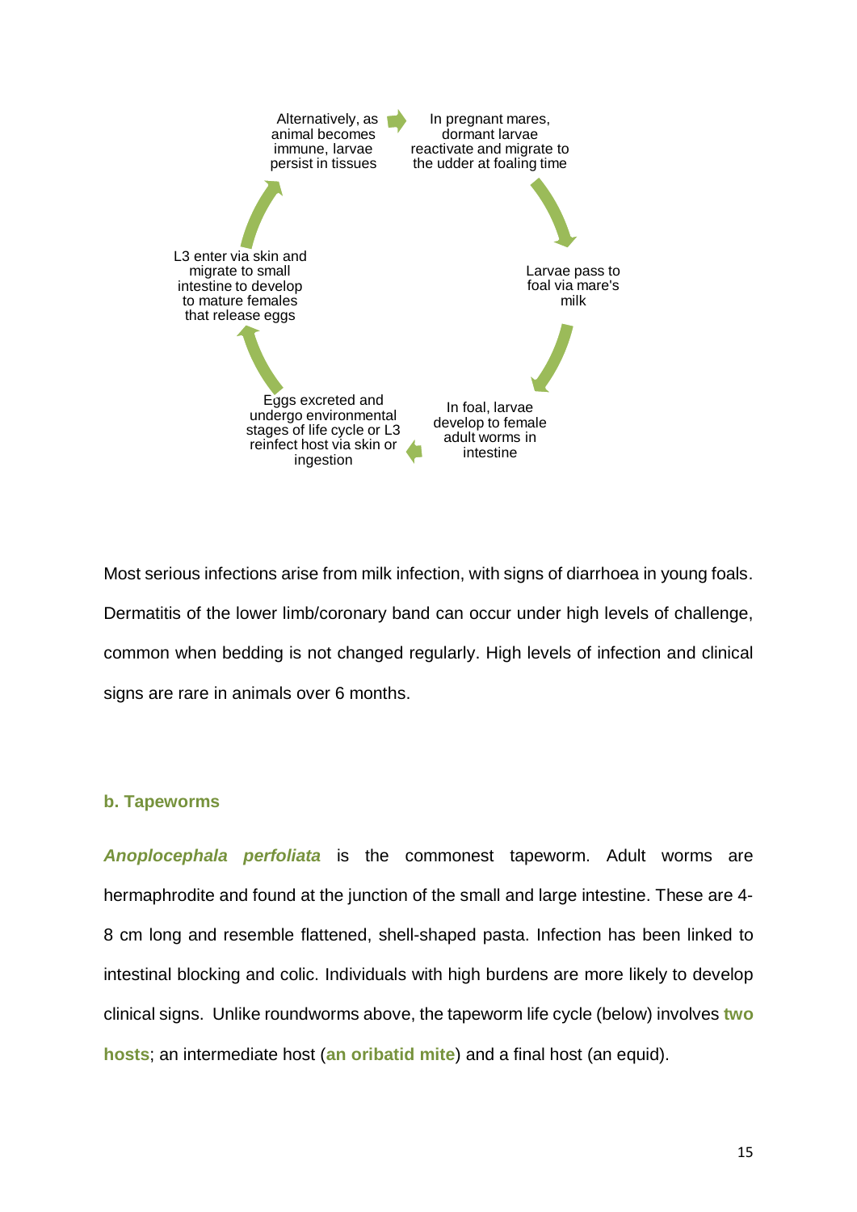Alternatively, as animal becomes immune, larvae persist in tissues

In pregnant mares, dormant larvae reactivate and migrate to the udder at foaling time

Larvae pass to foal via mare's milk

In foal, larvae develop to female adult worms in intestine

Eggs excreted and undergo environmental stages of life cycle or L3 reinfect host via skin or ingestion

L3 enter via skin and migrate to small intestine to develop to mature females that release eggs

Most serious infections arise from milk infection, with signs of diarrhoea in young foals. Dermatitis of the lower limb/coronary band can occur under high levels of challenge, common when bedding is not changed regularly. High levels of infection and clinical signs are rare in animals over 6 months.

### b. Tapeworms

***Anoplocephala perfoliata*** is the commonest tapeworm. Adult worms are hermaphrodite and found at the junction of the small and large intestine. These are 4-8 cm long and resemble flattened, shell-shaped pasta. Infection has been linked to intestinal blocking and colic. Individuals with high burdens are more likely to develop clinical signs. Unlike roundworms above, the tapeworm life cycle (below) involves **two hosts**; an intermediate host (**an oribatid mite**) and a final host (an equid).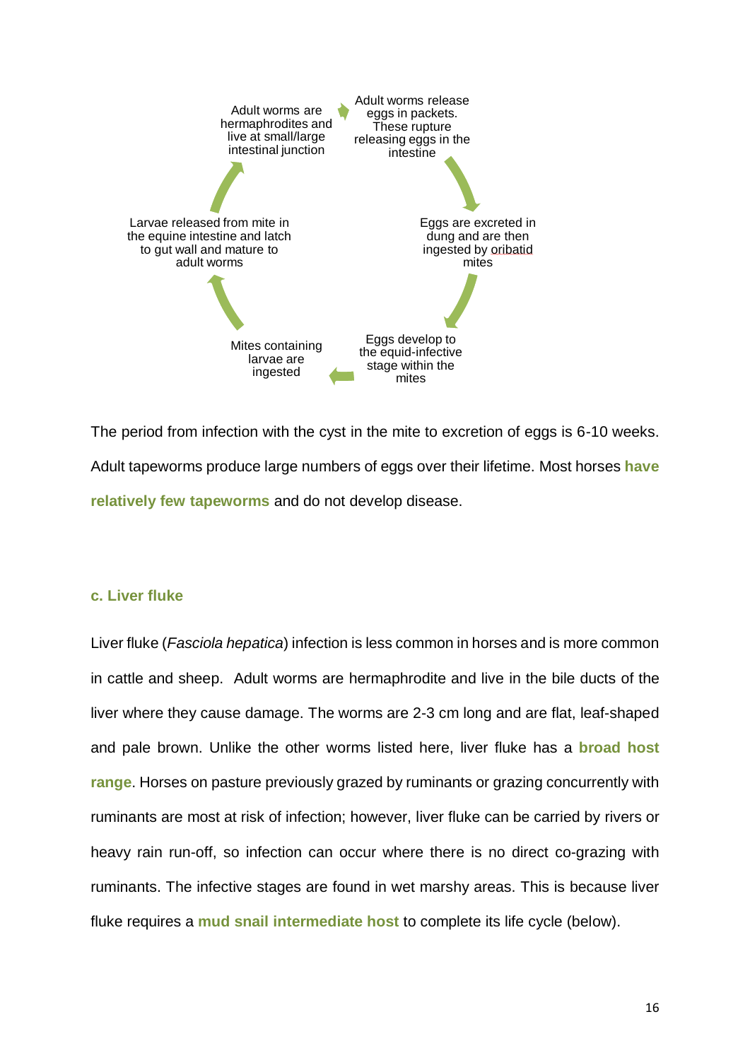Adult worms are hermaphrodites and live at small/large intestinal junction

Adult worms release eggs in packets. These rupture releasing eggs in the intestine

Eggs are excreted in dung and are then ingested by oribatid mites

Eggs develop to the equid-infective stage within the mites

Mites containing larvae are ingested

Larvae released from mite in the equine intestine and latch to gut wall and mature to adult worms

The period from infection with the cyst in the mite to excretion of eggs is 6-10 weeks. Adult tapeworms produce large numbers of eggs over their lifetime. Most horses **have relatively few tapeworms** and do not develop disease.

### c. Liver fluke

Liver fluke (*Fasciola hepatica*) infection is less common in horses and is more common in cattle and sheep. Adult worms are hermaphrodite and live in the bile ducts of the liver where they cause damage. The worms are 2-3 cm long and are flat, leaf-shaped and pale brown. Unlike the other worms listed here, liver fluke has a **broad host range**. Horses on pasture previously grazed by ruminants or grazing concurrently with ruminants are most at risk of infection; however, liver fluke can be carried by rivers or heavy rain run-off, so infection can occur where there is no direct co-grazing with ruminants. The infective stages are found in wet marshy areas. This is because liver fluke requires a **mud snail intermediate host** to complete its life cycle (below).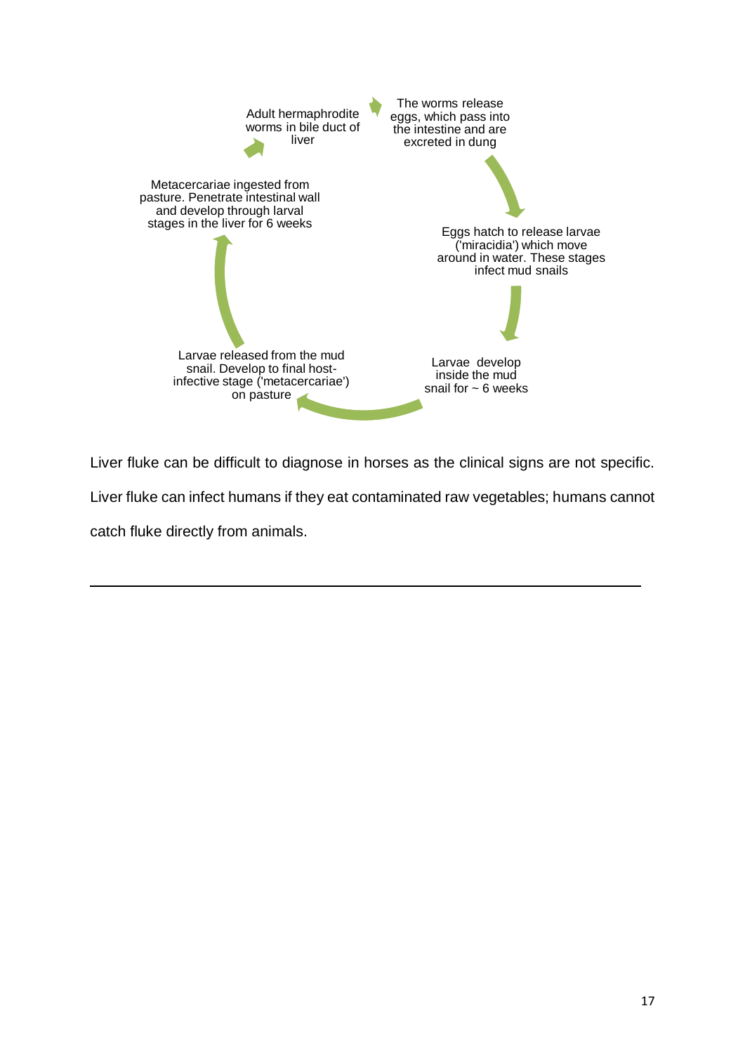Adult hermaphrodite worms in bile duct of liver

The worms release eggs, which pass into the intestine and are excreted in dung

Eggs hatch to release larvae ('miracidia') which move around in water. These stages infect mud snails

Larvae develop inside the mud snail for ~ 6 weeks

Larvae released from the mud snail. Develop to final host-infective stage ('metacercariae') on pasture

Metacercariae ingested from pasture. Penetrate intestinal wall and develop through larval stages in the liver for 6 weeks

Liver fluke can be difficult to diagnose in horses as the clinical signs are not specific. Liver fluke can infect humans if they eat contaminated raw vegetables; humans cannot catch fluke directly from animals.

---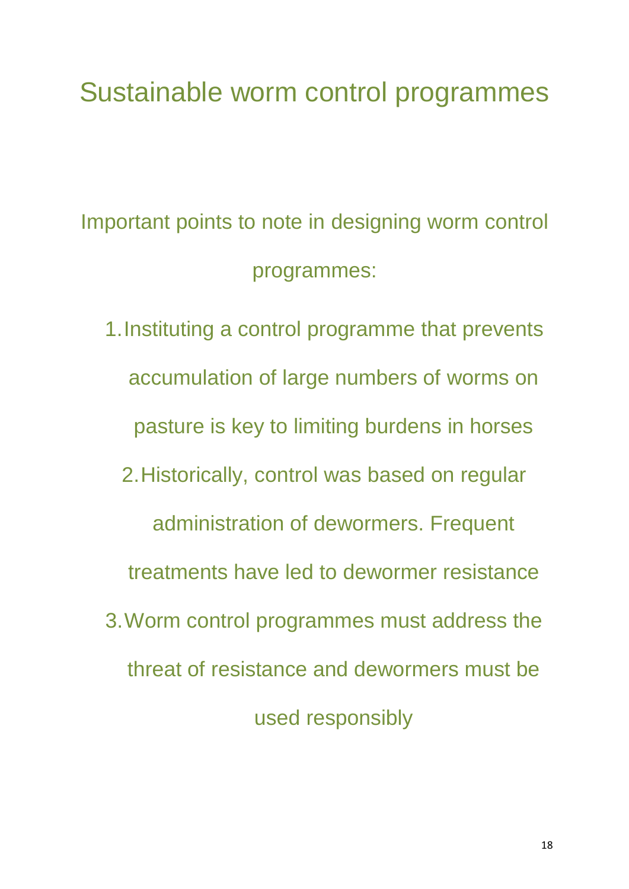# Sustainable worm control programmes

Important points to note in designing worm control programmes:

1. Instituting a control programme that prevents accumulation of large numbers of worms on pasture is key to limiting burdens in horses
2. Historically, control was based on regular administration of dewormers. Frequent treatments have led to dewormer resistance
3. Worm control programmes must address the threat of resistance and dewormers must be used responsibly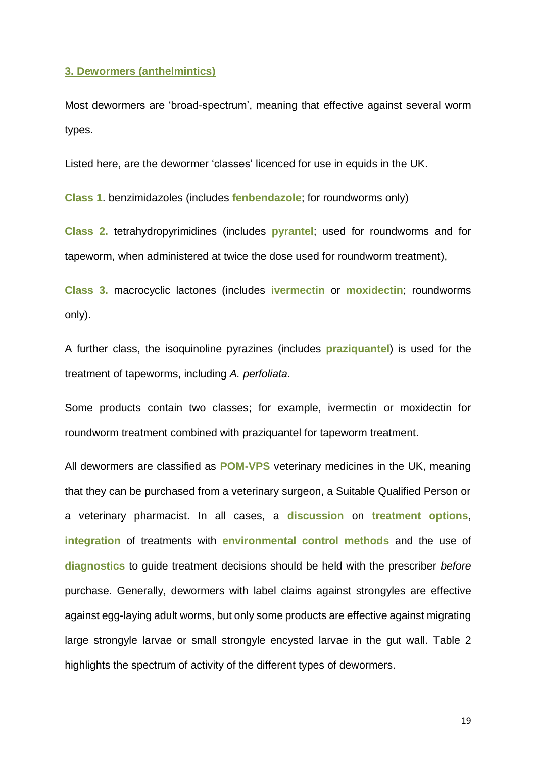## 3. Dewormers (anthelmintics)

Most dewormers are 'broad-spectrum', meaning that effective against several worm types.

Listed here, are the dewormer 'classes' licenced for use in equids in the UK.

**Class 1**. benzimidazoles (includes **fenbendazole**; for roundworms only)

**Class 2.** tetrahydropyrimidines (includes **pyrantel**; used for roundworms and for tapeworm, when administered at twice the dose used for roundworm treatment),

**Class 3.** macrocyclic lactones (includes **ivermectin** or **moxidectin**; roundworms only).

A further class, the isoquinoline pyrazines (includes **praziquantel**) is used for the treatment of tapeworms, including *A. perfoliata*.

Some products contain two classes; for example, ivermectin or moxidectin for roundworm treatment combined with praziquantel for tapeworm treatment.

All dewormers are classified as **POM-VPS** veterinary medicines in the UK, meaning that they can be purchased from a veterinary surgeon, a Suitable Qualified Person or a veterinary pharmacist. In all cases, a **discussion** on **treatment options**, **integration** of treatments with **environmental control methods** and the use of **diagnostics** to guide treatment decisions should be held with the prescriber *before* purchase. Generally, dewormers with label claims against strongyles are effective against egg-laying adult worms, but only some products are effective against migrating large strongyle larvae or small strongyle encysted larvae in the gut wall. Table 2 highlights the spectrum of activity of the different types of dewormers.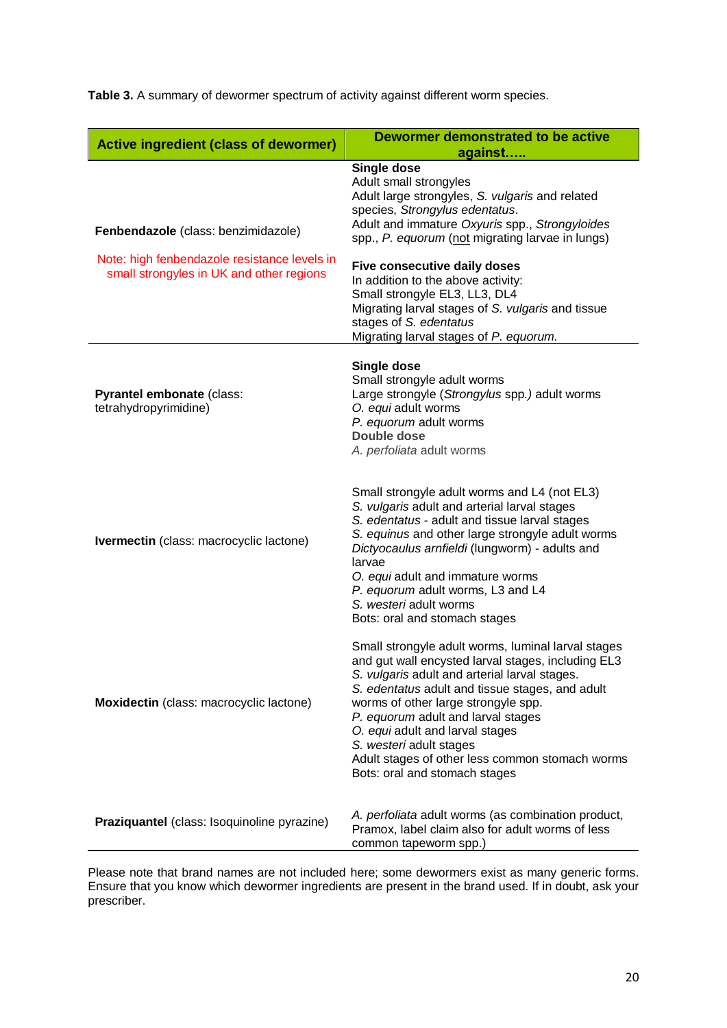**Table 3.** A summary of dewormer spectrum of activity against different worm species.

| Active ingredient (class of dewormer) | Dewormer demonstrated to be active against….. |
|---|---|
| **Fenbendazole** (class: benzimidazole)<br><br>Note: high fenbendazole resistance levels in small strongyles in UK and other regions | **Single dose**<br>Adult small strongyles<br>Adult large strongyles, *S. vulgaris* and related species, *Strongylus edentatus*.<br>Adult and immature *Oxyuris* spp., *Strongyloides* spp., *P. equorum* (not migrating larvae in lungs)<br><br>**Five consecutive daily doses**<br>In addition to the above activity:<br>Small strongyle EL3, LL3, DL4<br>Migrating larval stages of *S. vulgaris* and tissue stages of *S. edentatus*<br>Migrating larval stages of *P. equorum.* |
| **Pyrantel embonate** (class: tetrahydropyrimidine) | **Single dose**<br>Small strongyle adult worms<br>Large strongyle (*Strongylus* spp.) adult worms<br>*O. equi* adult worms<br>*P. equorum* adult worms<br>**Double dose**<br>*A. perfoliata* adult worms |
| **Ivermectin** (class: macrocyclic lactone) | Small strongyle adult worms and L4 (not EL3)<br>*S. vulgaris* adult and arterial larval stages<br>*S. edentatus* - adult and tissue larval stages<br>*S. equinus* and other large strongyle adult worms<br>*Dictyocaulus arnfieldi* (lungworm) - adults and larvae<br>*O. equi* adult and immature worms<br>*P. equorum* adult worms, L3 and L4<br>*S. westeri* adult worms<br>Bots: oral and stomach stages |
| **Moxidectin** (class: macrocyclic lactone) | Small strongyle adult worms, luminal larval stages and gut wall encysted larval stages, including EL3<br>*S. vulgaris* adult and arterial larval stages.<br>*S. edentatus* adult and tissue stages, and adult worms of other large strongyle spp.<br>*P. equorum* adult and larval stages<br>*O. equi* adult and larval stages<br>*S. westeri* adult stages<br>Adult stages of other less common stomach worms<br>Bots: oral and stomach stages |
| **Praziquantel** (class: Isoquinoline pyrazine) | *A. perfoliata* adult worms (as combination product, Pramox, label claim also for adult worms of less common tapeworm spp.) |

Please note that brand names are not included here; some dewormers exist as many generic forms. Ensure that you know which dewormer ingredients are present in the brand used. If in doubt, ask your prescriber.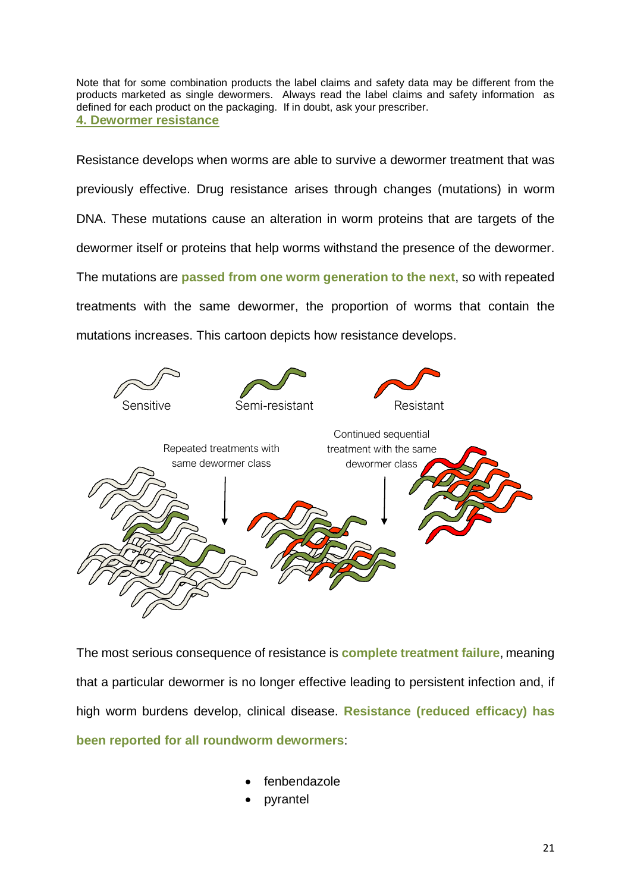Note that for some combination products the label claims and safety data may be different from the products marketed as single dewormers. Always read the label claims and safety information as defined for each product on the packaging. If in doubt, ask your prescriber.

## 4. Dewormer resistance

Resistance develops when worms are able to survive a dewormer treatment that was previously effective. Drug resistance arises through changes (mutations) in worm DNA. These mutations cause an alteration in worm proteins that are targets of the dewormer itself or proteins that help worms withstand the presence of the dewormer. The mutations are **passed from one worm generation to the next**, so with repeated treatments with the same dewormer, the proportion of worms that contain the mutations increases. This cartoon depicts how resistance develops.

Sensitive Semi-resistant Resistant

Repeated treatments with same dewormer class

Continued sequential treatment with the same dewormer class

The most serious consequence of resistance is **complete treatment failure**, meaning that a particular dewormer is no longer effective leading to persistent infection and, if high worm burdens develop, clinical disease. **Resistance (reduced efficacy) has been reported for all roundworm dewormers**:

- fenbendazole
- pyrantel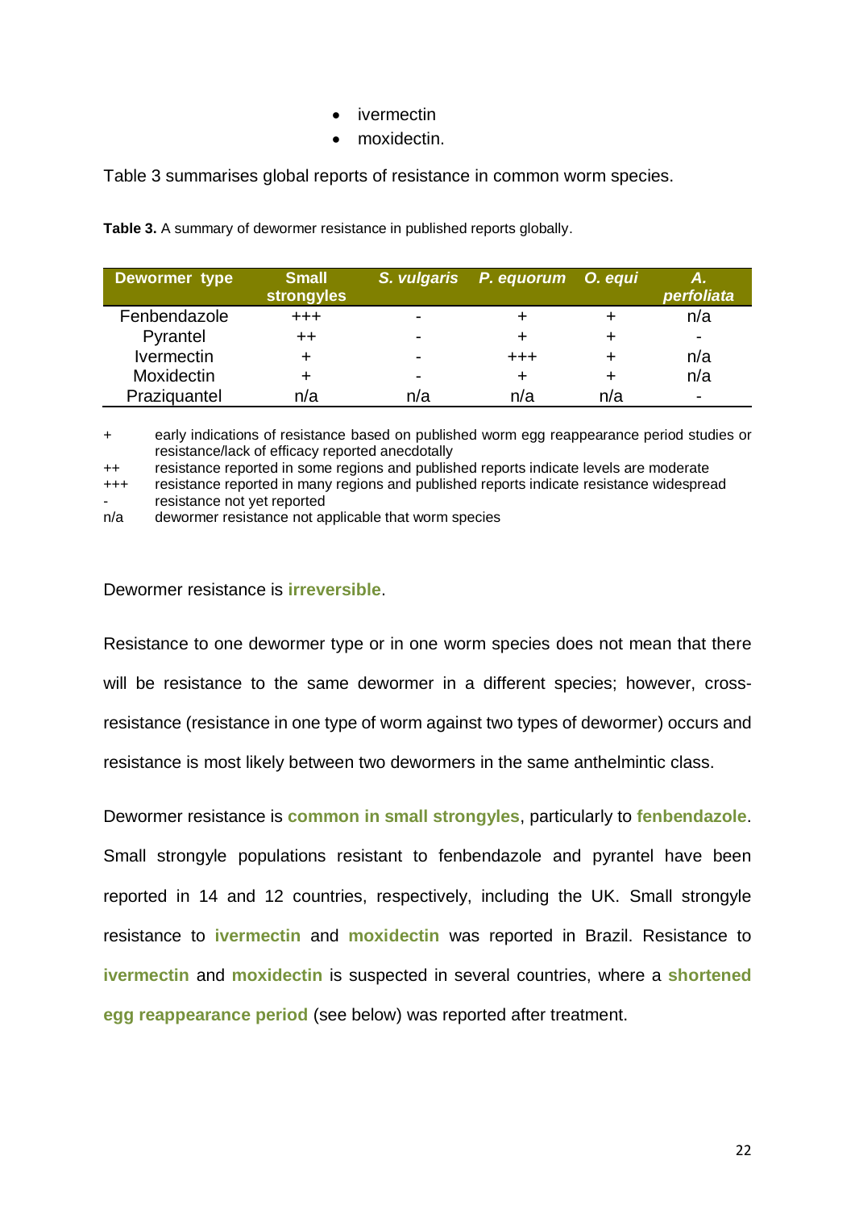- ivermectin
- moxidectin.

Table 3 summarises global reports of resistance in common worm species.

**Table 3.** A summary of dewormer resistance in published reports globally.

| Dewormer type | Small strongyles | *S. vulgaris* | *P. equorum* | *O. equi* | *A. perfoliata* |
|---|---|---|---|---|---|
| Fenbendazole | +++ | - | + | + | n/a |
| Pyrantel | ++ | - | + | + | - |
| Ivermectin | + | - | +++ | + | n/a |
| Moxidectin | + | - | + | + | n/a |
| Praziquantel | n/a | n/a | n/a | n/a | - |

+ early indications of resistance based on published worm egg reappearance period studies or resistance/lack of efficacy reported anecdotally
++ resistance reported in some regions and published reports indicate levels are moderate
+++ resistance reported in many regions and published reports indicate resistance widespread
- resistance not yet reported
n/a dewormer resistance not applicable that worm species

Dewormer resistance is **irreversible**.

Resistance to one dewormer type or in one worm species does not mean that there will be resistance to the same dewormer in a different species; however, cross-resistance (resistance in one type of worm against two types of dewormer) occurs and resistance is most likely between two dewormers in the same anthelmintic class.

Dewormer resistance is **common in small strongyles**, particularly to **fenbendazole**. Small strongyle populations resistant to fenbendazole and pyrantel have been reported in 14 and 12 countries, respectively, including the UK. Small strongyle resistance to **ivermectin** and **moxidectin** was reported in Brazil. Resistance to **ivermectin** and **moxidectin** is suspected in several countries, where a **shortened egg reappearance period** (see below) was reported after treatment.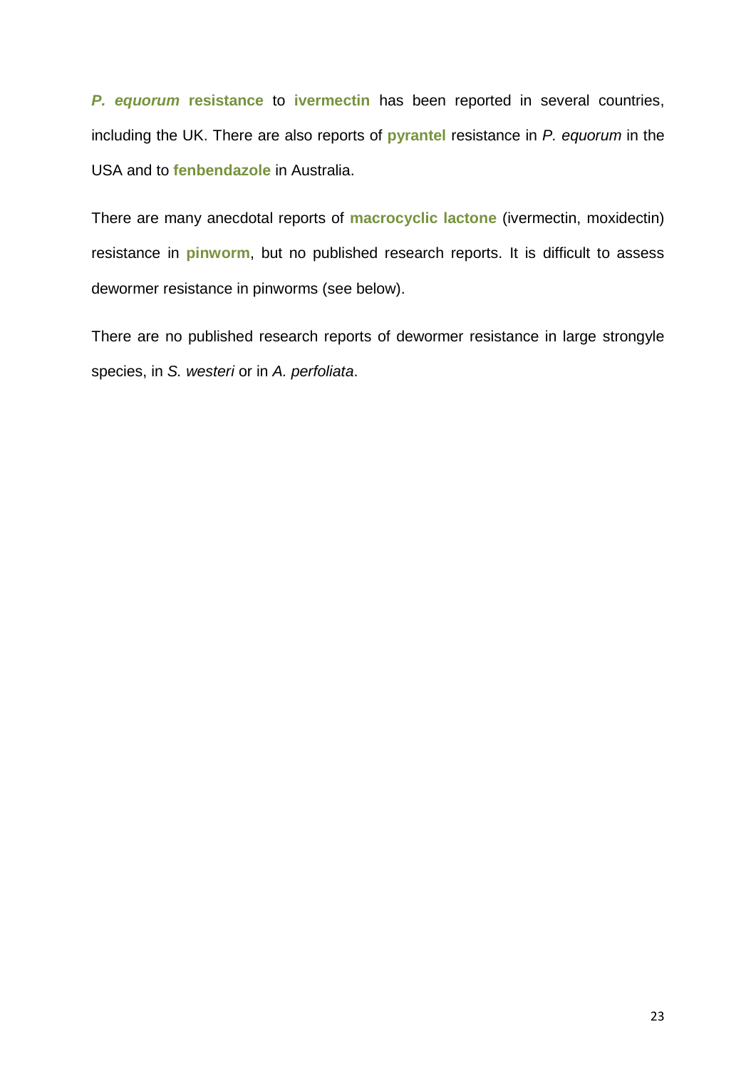***P. equorum* resistance** to **ivermectin** has been reported in several countries, including the UK. There are also reports of **pyrantel** resistance in *P. equorum* in the USA and to **fenbendazole** in Australia.

There are many anecdotal reports of **macrocyclic lactone** (ivermectin, moxidectin) resistance in **pinworm**, but no published research reports. It is difficult to assess dewormer resistance in pinworms (see below).

There are no published research reports of dewormer resistance in large strongyle species, in *S. westeri* or in *A. perfoliata*.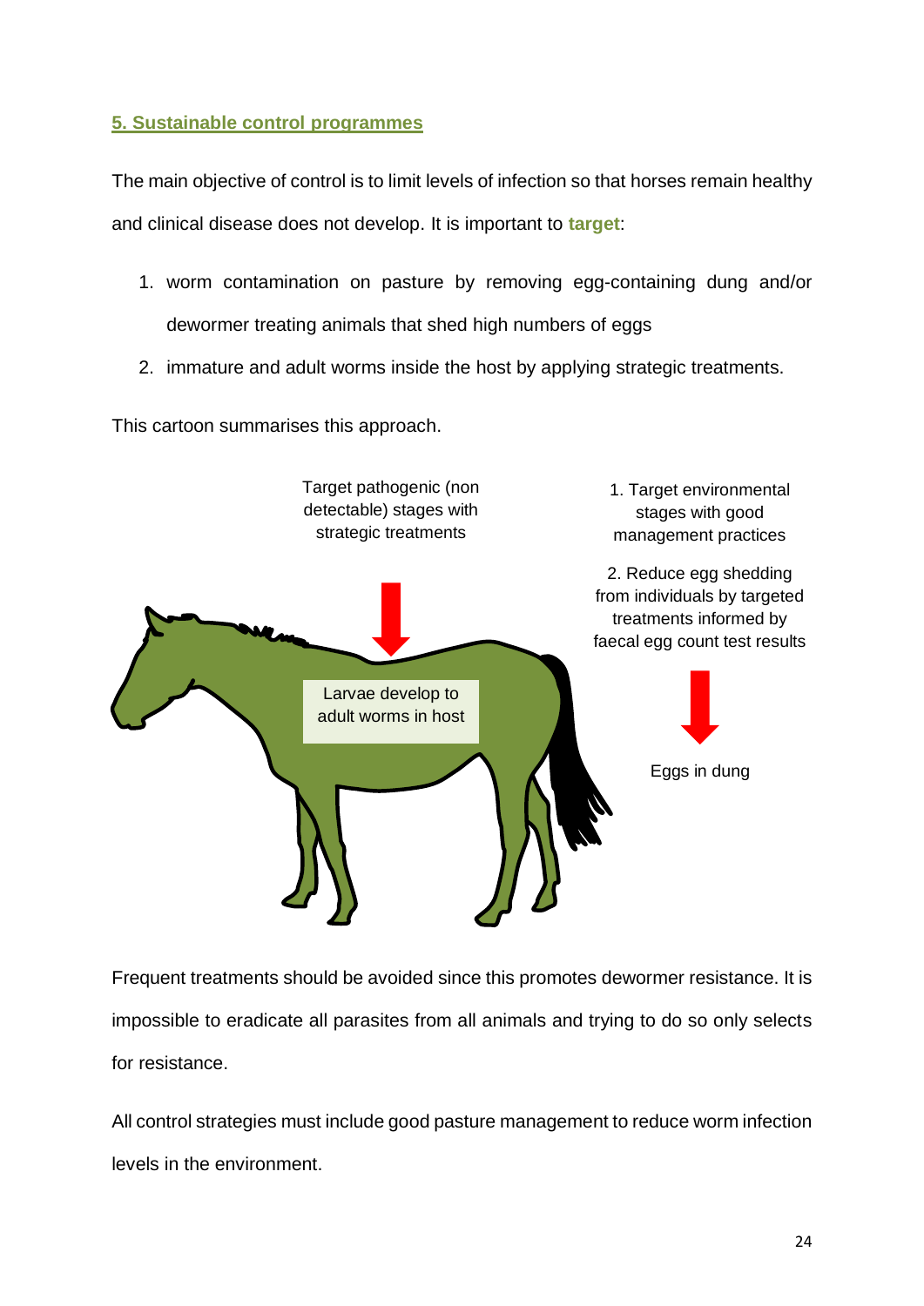## 5. Sustainable control programmes

The main objective of control is to limit levels of infection so that horses remain healthy and clinical disease does not develop. It is important to **target**:

1. worm contamination on pasture by removing egg-containing dung and/or dewormer treating animals that shed high numbers of eggs
2. immature and adult worms inside the host by applying strategic treatments.

This cartoon summarises this approach.

Target pathogenic (non detectable) stages with strategic treatments

Larvae develop to adult worms in host

1. Target environmental stages with good management practices

2. Reduce egg shedding from individuals by targeted treatments informed by faecal egg count test results

Eggs in dung

Frequent treatments should be avoided since this promotes dewormer resistance. It is impossible to eradicate all parasites from all animals and trying to do so only selects for resistance.

All control strategies must include good pasture management to reduce worm infection levels in the environment.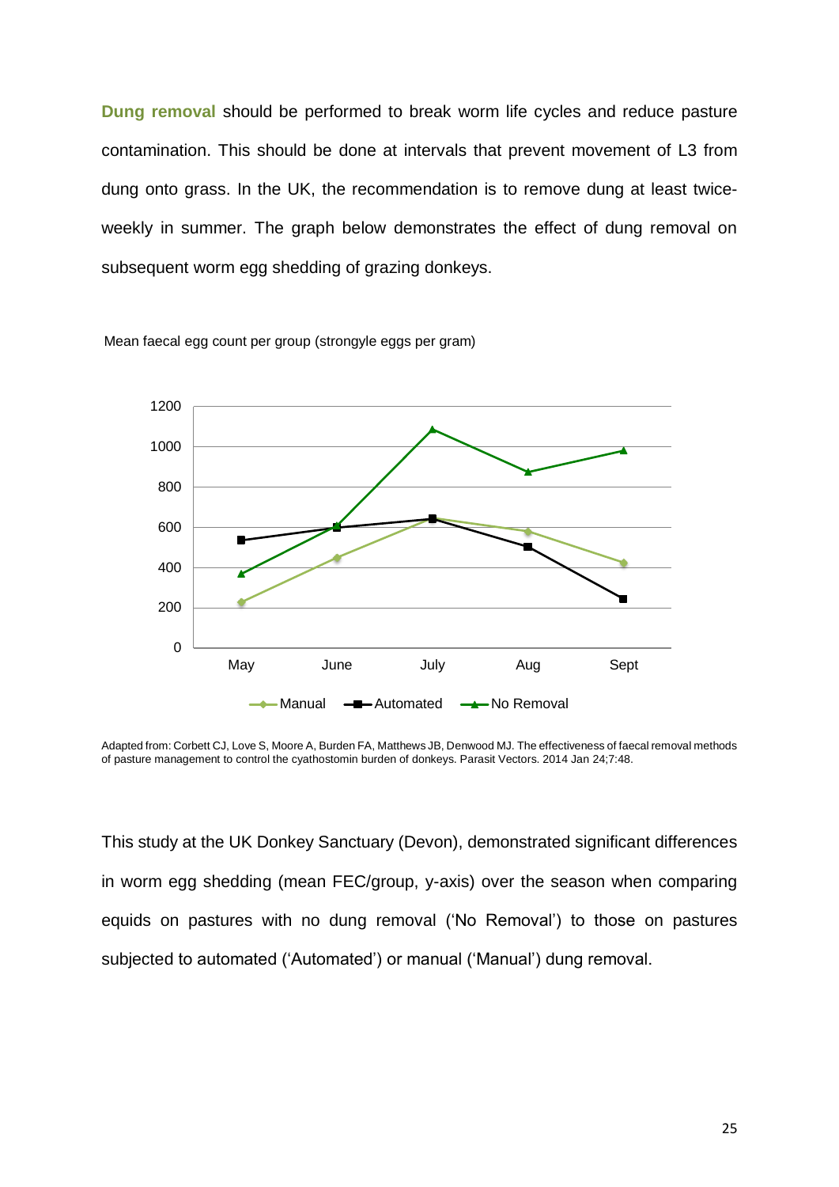**Dung removal** should be performed to break worm life cycles and reduce pasture contamination. This should be done at intervals that prevent movement of L3 from dung onto grass. In the UK, the recommendation is to remove dung at least twice-weekly in summer. The graph below demonstrates the effect of dung removal on subsequent worm egg shedding of grazing donkeys.

Mean faecal egg count per group (strongyle eggs per gram)

Adapted from: Corbett CJ, Love S, Moore A, Burden FA, Matthews JB, Denwood MJ. The effectiveness of faecal removal methods of pasture management to control the cyathostomin burden of donkeys. Parasit Vectors. 2014 Jan 24;7:48.

This study at the UK Donkey Sanctuary (Devon), demonstrated significant differences in worm egg shedding (mean FEC/group, y-axis) over the season when comparing equids on pastures with no dung removal ('No Removal') to those on pastures subjected to automated ('Automated') or manual ('Manual') dung removal.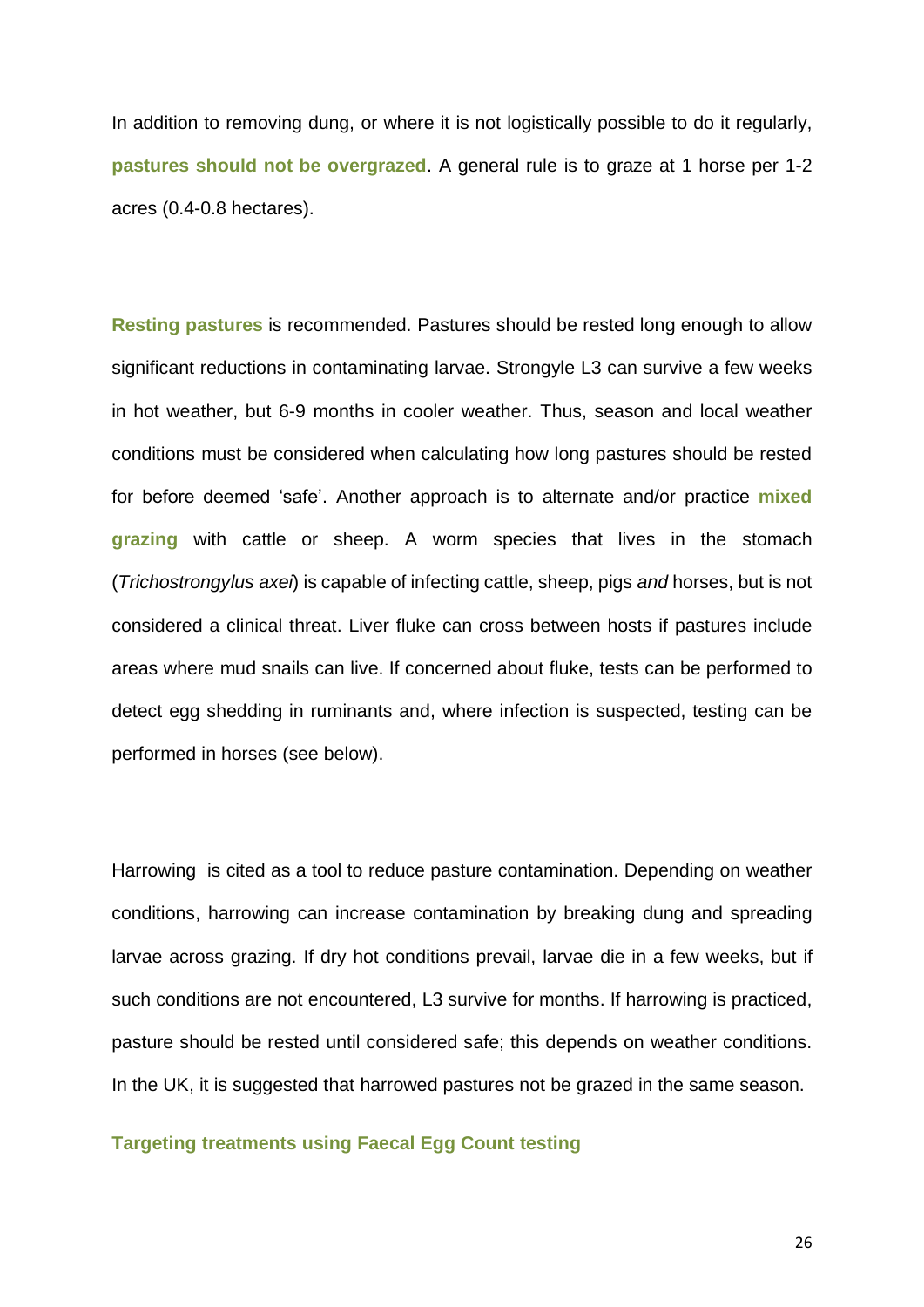In addition to removing dung, or where it is not logistically possible to do it regularly, **pastures should not be overgrazed**. A general rule is to graze at 1 horse per 1-2 acres (0.4-0.8 hectares).

**Resting pastures** is recommended. Pastures should be rested long enough to allow significant reductions in contaminating larvae. Strongyle L3 can survive a few weeks in hot weather, but 6-9 months in cooler weather. Thus, season and local weather conditions must be considered when calculating how long pastures should be rested for before deemed 'safe'. Another approach is to alternate and/or practice **mixed grazing** with cattle or sheep. A worm species that lives in the stomach (*Trichostrongylus axei*) is capable of infecting cattle, sheep, pigs *and* horses, but is not considered a clinical threat. Liver fluke can cross between hosts if pastures include areas where mud snails can live. If concerned about fluke, tests can be performed to detect egg shedding in ruminants and, where infection is suspected, testing can be performed in horses (see below).

Harrowing is cited as a tool to reduce pasture contamination. Depending on weather conditions, harrowing can increase contamination by breaking dung and spreading larvae across grazing. If dry hot conditions prevail, larvae die in a few weeks, but if such conditions are not encountered, L3 survive for months. If harrowing is practiced, pasture should be rested until considered safe; this depends on weather conditions. In the UK, it is suggested that harrowed pastures not be grazed in the same season.

### Targeting treatments using Faecal Egg Count testing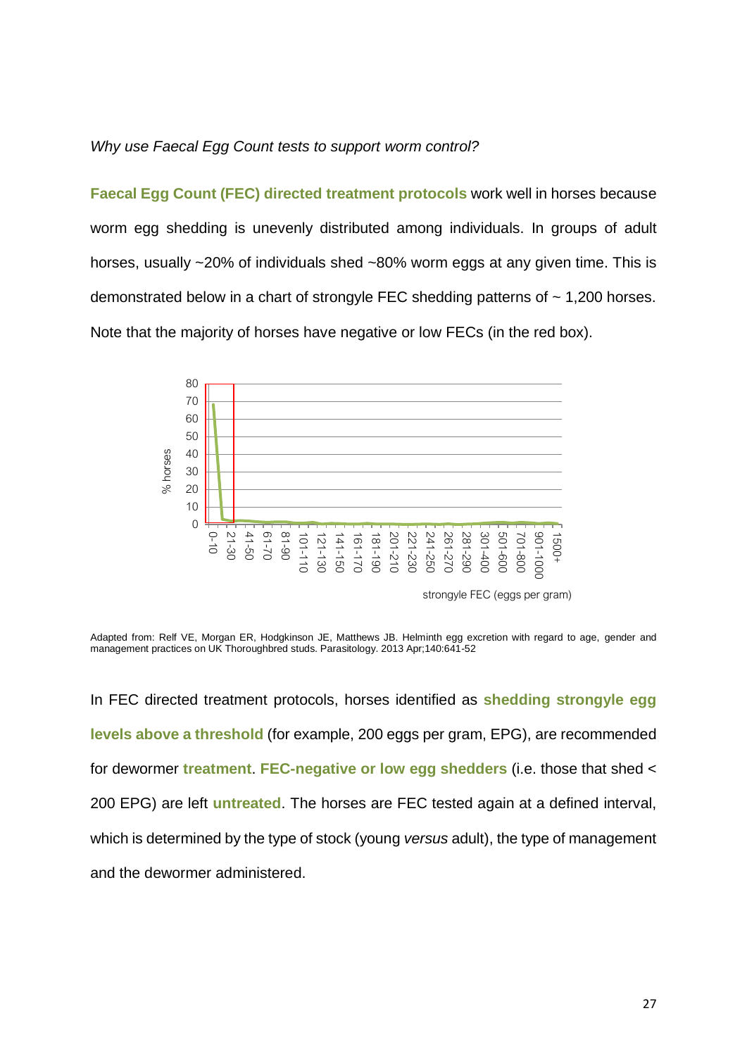*Why use Faecal Egg Count tests to support worm control?*

**Faecal Egg Count (FEC) directed treatment protocols** work well in horses because worm egg shedding is unevenly distributed among individuals. In groups of adult horses, usually ~20% of individuals shed ~80% worm eggs at any given time. This is demonstrated below in a chart of strongyle FEC shedding patterns of ~ 1,200 horses. Note that the majority of horses have negative or low FECs (in the red box).

Adapted from: Relf VE, Morgan ER, Hodgkinson JE, Matthews JB. Helminth egg excretion with regard to age, gender and management practices on UK Thoroughbred studs. Parasitology. 2013 Apr;140:641-52

In FEC directed treatment protocols, horses identified as **shedding strongyle egg levels above a threshold** (for example, 200 eggs per gram, EPG), are recommended for dewormer **treatment**. **FEC-negative or low egg shedders** (i.e. those that shed < 200 EPG) are left **untreated**. The horses are FEC tested again at a defined interval, which is determined by the type of stock (young *versus* adult), the type of management and the dewormer administered.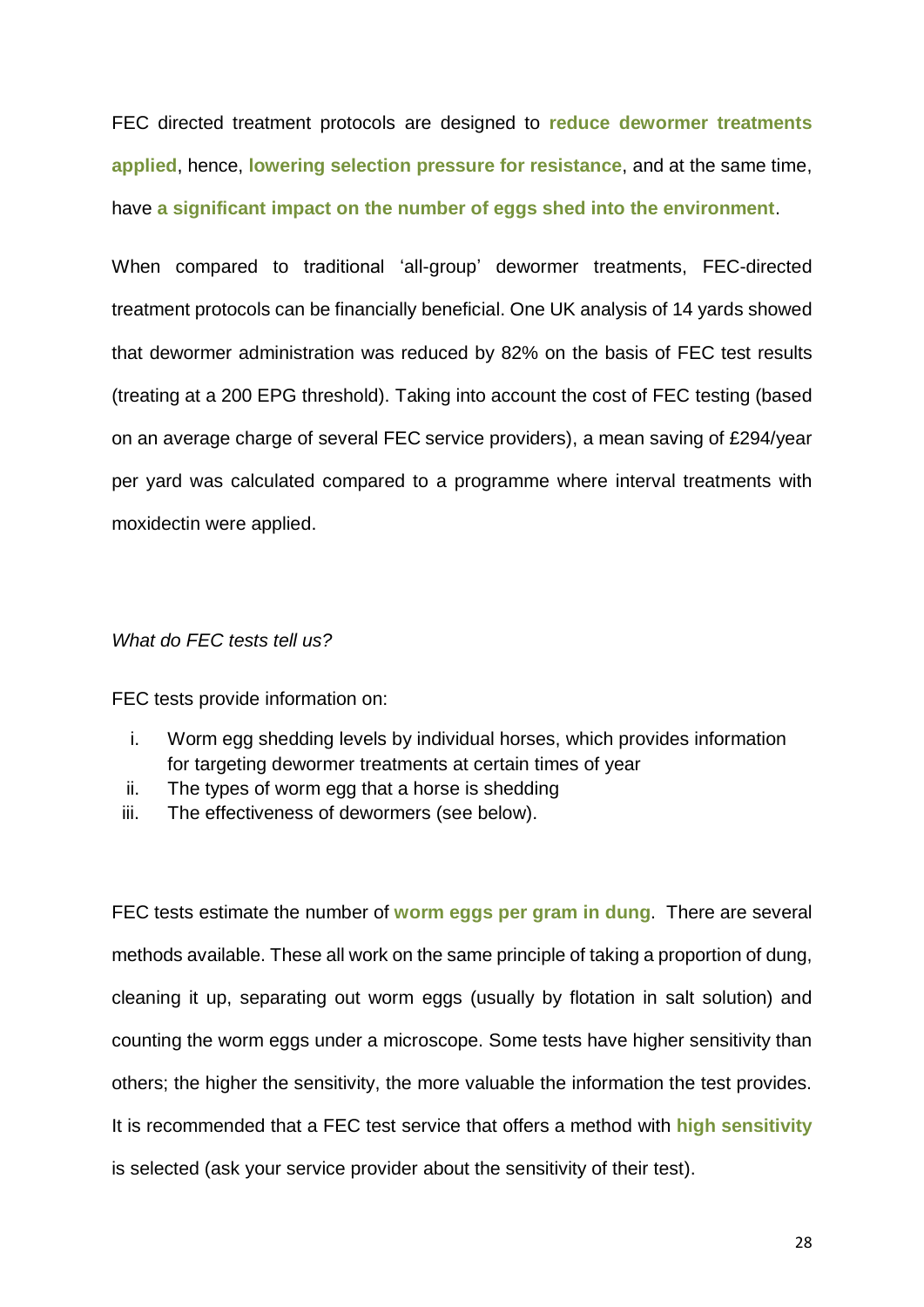FEC directed treatment protocols are designed to **reduce dewormer treatments applied**, hence, **lowering selection pressure for resistance**, and at the same time, have **a significant impact on the number of eggs shed into the environment**.

When compared to traditional 'all-group' dewormer treatments, FEC-directed treatment protocols can be financially beneficial. One UK analysis of 14 yards showed that dewormer administration was reduced by 82% on the basis of FEC test results (treating at a 200 EPG threshold). Taking into account the cost of FEC testing (based on an average charge of several FEC service providers), a mean saving of £294/year per yard was calculated compared to a programme where interval treatments with moxidectin were applied.

*What do FEC tests tell us?*

FEC tests provide information on:

i. Worm egg shedding levels by individual horses, which provides information for targeting dewormer treatments at certain times of year
ii. The types of worm egg that a horse is shedding
iii. The effectiveness of dewormers (see below).

FEC tests estimate the number of **worm eggs per gram in dung**. There are several methods available. These all work on the same principle of taking a proportion of dung, cleaning it up, separating out worm eggs (usually by flotation in salt solution) and counting the worm eggs under a microscope. Some tests have higher sensitivity than others; the higher the sensitivity, the more valuable the information the test provides. It is recommended that a FEC test service that offers a method with **high sensitivity** is selected (ask your service provider about the sensitivity of their test).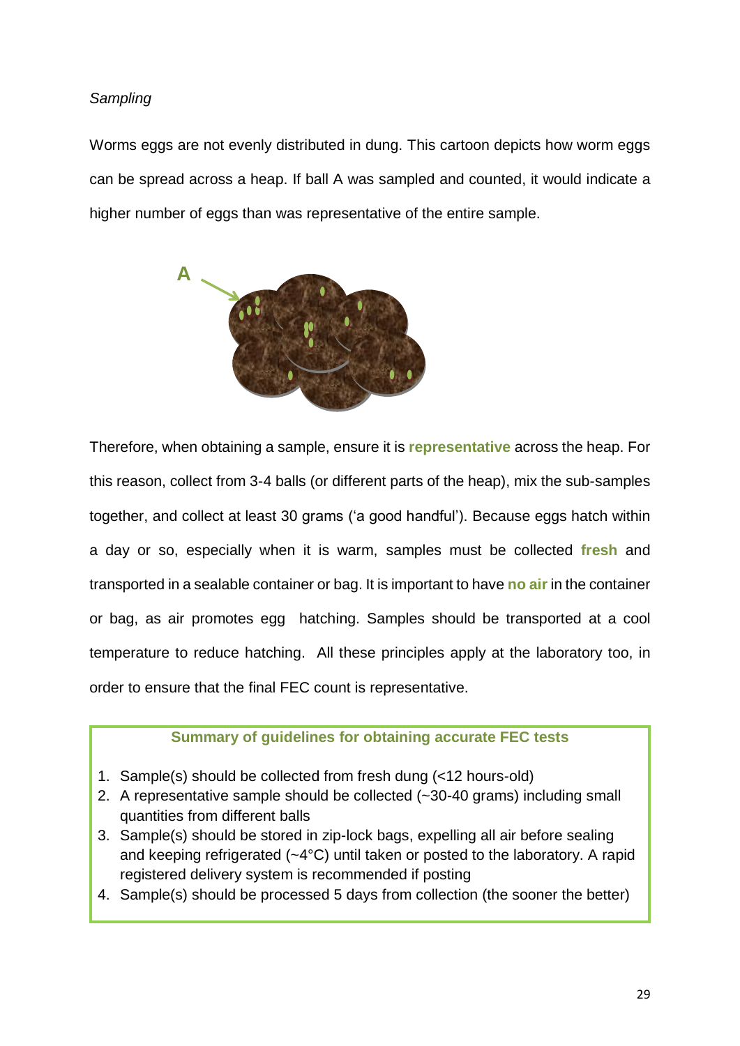*Sampling*

Worms eggs are not evenly distributed in dung. This cartoon depicts how worm eggs can be spread across a heap. If ball A was sampled and counted, it would indicate a higher number of eggs than was representative of the entire sample.

Therefore, when obtaining a sample, ensure it is **representative** across the heap. For this reason, collect from 3-4 balls (or different parts of the heap), mix the sub-samples together, and collect at least 30 grams ('a good handful'). Because eggs hatch within a day or so, especially when it is warm, samples must be collected **fresh** and transported in a sealable container or bag. It is important to have **no air** in the container or bag, as air promotes egg hatching. Samples should be transported at a cool temperature to reduce hatching. All these principles apply at the laboratory too, in order to ensure that the final FEC count is representative.

**Summary of guidelines for obtaining accurate FEC tests**

1. Sample(s) should be collected from fresh dung (<12 hours-old)
2. A representative sample should be collected (~30-40 grams) including small quantities from different balls
3. Sample(s) should be stored in zip-lock bags, expelling all air before sealing and keeping refrigerated (~4°C) until taken or posted to the laboratory. A rapid registered delivery system is recommended if posting
4. Sample(s) should be processed 5 days from collection (the sooner the better)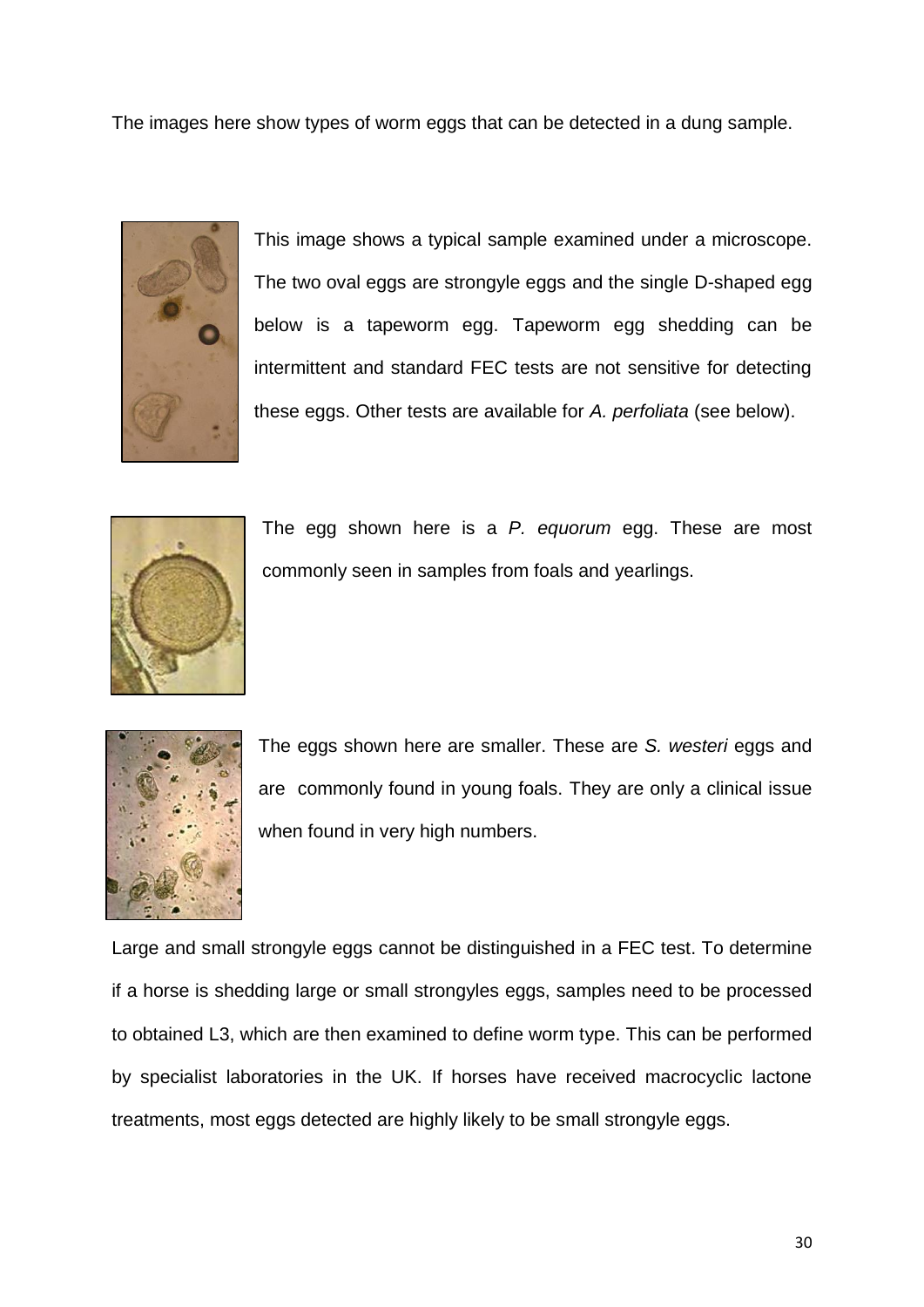The images here show types of worm eggs that can be detected in a dung sample.

This image shows a typical sample examined under a microscope. The two oval eggs are strongyle eggs and the single D-shaped egg below is a tapeworm egg. Tapeworm egg shedding can be intermittent and standard FEC tests are not sensitive for detecting these eggs. Other tests are available for *A. perfoliata* (see below).

The egg shown here is a *P. equorum* egg. These are most commonly seen in samples from foals and yearlings.

The eggs shown here are smaller. These are *S. westeri* eggs and are commonly found in young foals. They are only a clinical issue when found in very high numbers.

Large and small strongyle eggs cannot be distinguished in a FEC test. To determine if a horse is shedding large or small strongyles eggs, samples need to be processed to obtained L3, which are then examined to define worm type. This can be performed by specialist laboratories in the UK. If horses have received macrocyclic lactone treatments, most eggs detected are highly likely to be small strongyle eggs.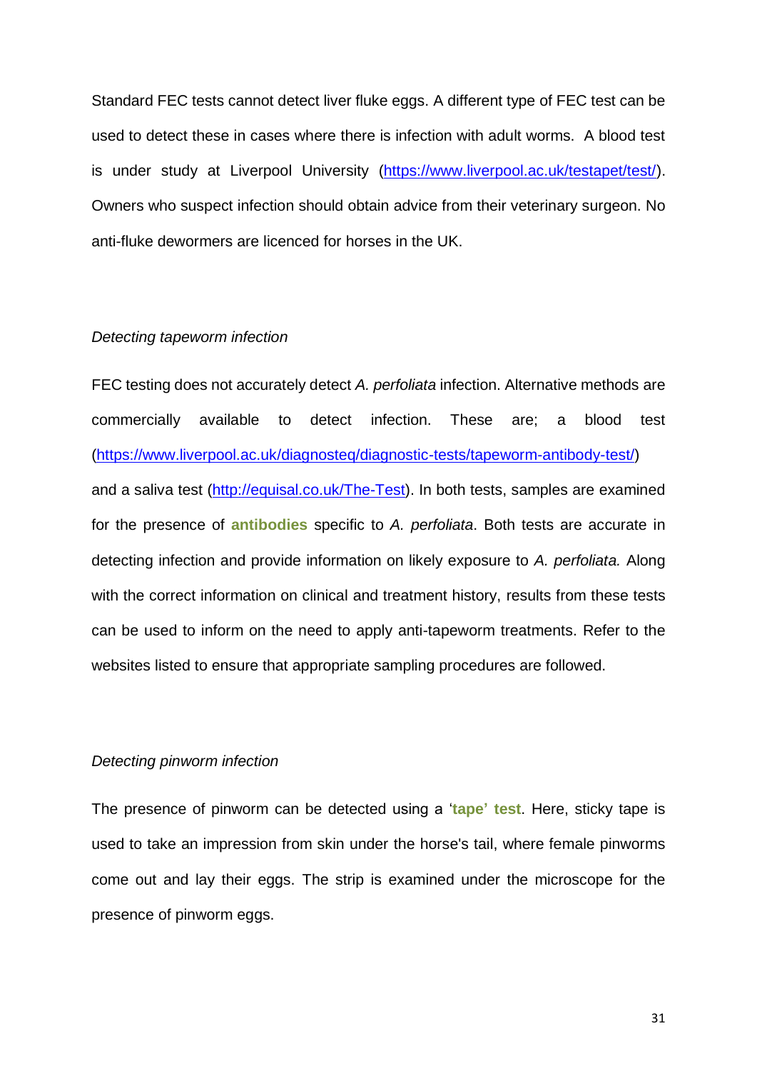Standard FEC tests cannot detect liver fluke eggs. A different type of FEC test can be used to detect these in cases where there is infection with adult worms. A blood test is under study at Liverpool University (https://www.liverpool.ac.uk/testapet/test/). Owners who suspect infection should obtain advice from their veterinary surgeon. No anti-fluke dewormers are licenced for horses in the UK.

*Detecting tapeworm infection*

FEC testing does not accurately detect *A. perfoliata* infection. Alternative methods are commercially available to detect infection. These are; a blood test (https://www.liverpool.ac.uk/diagnosteq/diagnostic-tests/tapeworm-antibody-test/) and a saliva test (http://equisal.co.uk/The-Test). In both tests, samples are examined for the presence of **antibodies** specific to *A. perfoliata*. Both tests are accurate in detecting infection and provide information on likely exposure to *A. perfoliata.* Along with the correct information on clinical and treatment history, results from these tests can be used to inform on the need to apply anti-tapeworm treatments. Refer to the websites listed to ensure that appropriate sampling procedures are followed.

*Detecting pinworm infection*

The presence of pinworm can be detected using a '**tape' test**. Here, sticky tape is used to take an impression from skin under the horse's tail, where female pinworms come out and lay their eggs. The strip is examined under the microscope for the presence of pinworm eggs.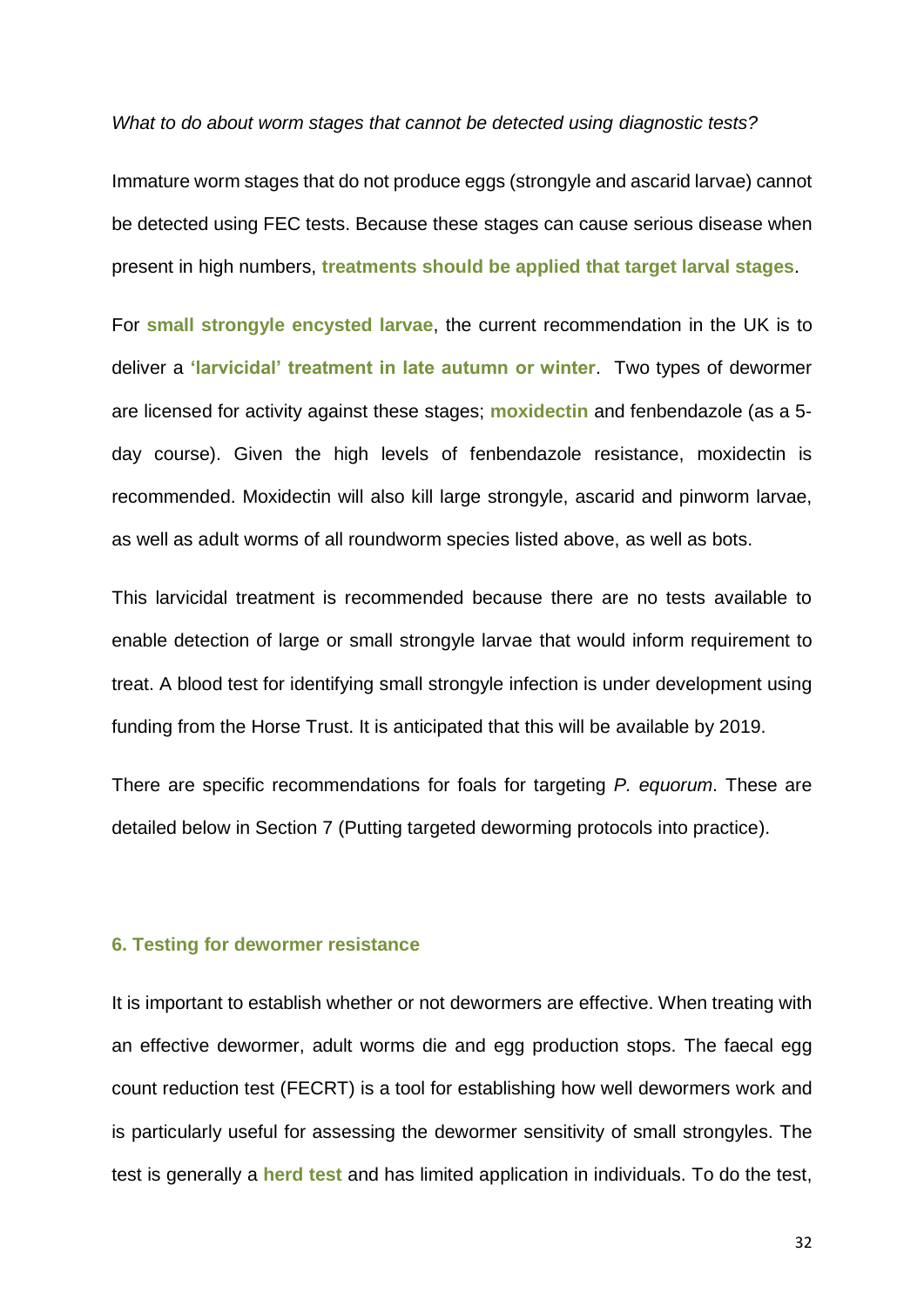*What to do about worm stages that cannot be detected using diagnostic tests?*

Immature worm stages that do not produce eggs (strongyle and ascarid larvae) cannot be detected using FEC tests. Because these stages can cause serious disease when present in high numbers, **treatments should be applied that target larval stages**.

For **small strongyle encysted larvae**, the current recommendation in the UK is to deliver a **'larvicidal' treatment in late autumn or winter**. Two types of dewormer are licensed for activity against these stages; **moxidectin** and fenbendazole (as a 5-day course). Given the high levels of fenbendazole resistance, moxidectin is recommended. Moxidectin will also kill large strongyle, ascarid and pinworm larvae, as well as adult worms of all roundworm species listed above, as well as bots.

This larvicidal treatment is recommended because there are no tests available to enable detection of large or small strongyle larvae that would inform requirement to treat. A blood test for identifying small strongyle infection is under development using funding from the Horse Trust. It is anticipated that this will be available by 2019.

There are specific recommendations for foals for targeting *P. equorum*. These are detailed below in Section 7 (Putting targeted deworming protocols into practice).

## 6. Testing for dewormer resistance

It is important to establish whether or not dewormers are effective. When treating with an effective dewormer, adult worms die and egg production stops. The faecal egg count reduction test (FECRT) is a tool for establishing how well dewormers work and is particularly useful for assessing the dewormer sensitivity of small strongyles. The test is generally a **herd test** and has limited application in individuals. To do the test,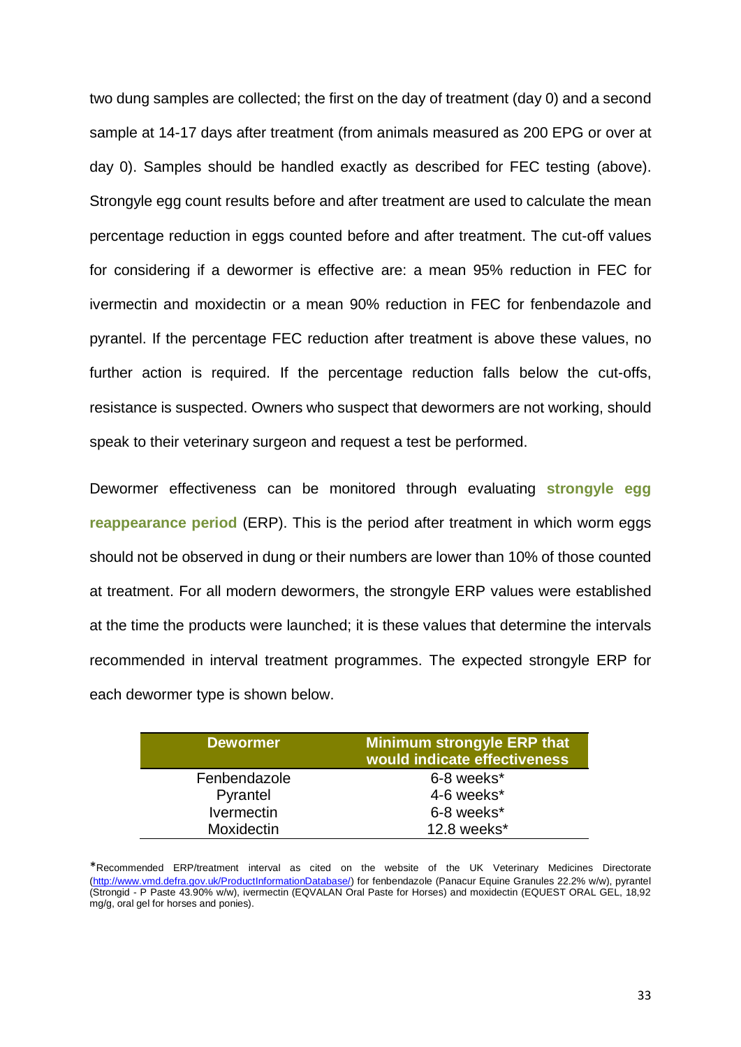two dung samples are collected; the first on the day of treatment (day 0) and a second sample at 14-17 days after treatment (from animals measured as 200 EPG or over at day 0). Samples should be handled exactly as described for FEC testing (above). Strongyle egg count results before and after treatment are used to calculate the mean percentage reduction in eggs counted before and after treatment. The cut-off values for considering if a dewormer is effective are: a mean 95% reduction in FEC for ivermectin and moxidectin or a mean 90% reduction in FEC for fenbendazole and pyrantel. If the percentage FEC reduction after treatment is above these values, no further action is required. If the percentage reduction falls below the cut-offs, resistance is suspected. Owners who suspect that dewormers are not working, should speak to their veterinary surgeon and request a test be performed.

Dewormer effectiveness can be monitored through evaluating **strongyle egg reappearance period** (ERP). This is the period after treatment in which worm eggs should not be observed in dung or their numbers are lower than 10% of those counted at treatment. For all modern dewormers, the strongyle ERP values were established at the time the products were launched; it is these values that determine the intervals recommended in interval treatment programmes. The expected strongyle ERP for each dewormer type is shown below.

| Dewormer | Minimum strongyle ERP that would indicate effectiveness |
|---|---|
| Fenbendazole | 6-8 weeks* |
| Pyrantel | 4-6 weeks* |
| Ivermectin | 6-8 weeks* |
| Moxidectin | 12.8 weeks* |

*Recommended ERP/treatment interval as cited on the website of the UK Veterinary Medicines Directorate (http://www.vmd.defra.gov.uk/ProductInformationDatabase/) for fenbendazole (Panacur Equine Granules 22.2% w/w), pyrantel (Strongid - P Paste 43.90% w/w), ivermectin (EQVALAN Oral Paste for Horses) and moxidectin (EQUEST ORAL GEL, 18,92 mg/g, oral gel for horses and ponies).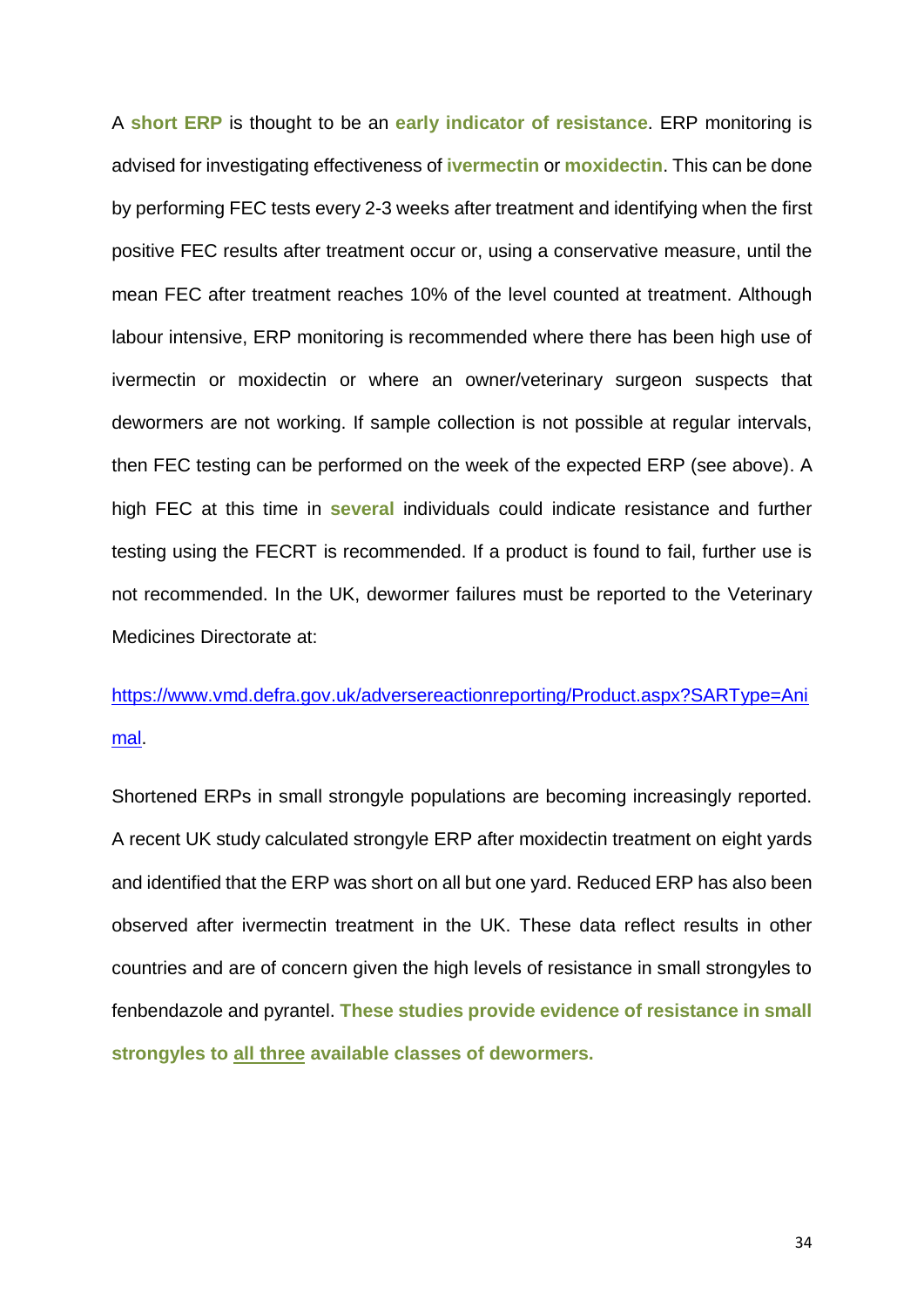A **short ERP** is thought to be an **early indicator of resistance**. ERP monitoring is advised for investigating effectiveness of **ivermectin** or **moxidectin**. This can be done by performing FEC tests every 2-3 weeks after treatment and identifying when the first positive FEC results after treatment occur or, using a conservative measure, until the mean FEC after treatment reaches 10% of the level counted at treatment. Although labour intensive, ERP monitoring is recommended where there has been high use of ivermectin or moxidectin or where an owner/veterinary surgeon suspects that dewormers are not working. If sample collection is not possible at regular intervals, then FEC testing can be performed on the week of the expected ERP (see above). A high FEC at this time in **several** individuals could indicate resistance and further testing using the FECRT is recommended. If a product is found to fail, further use is not recommended. In the UK, dewormer failures must be reported to the Veterinary Medicines Directorate at:

https://www.vmd.defra.gov.uk/adversereactionreporting/Product.aspx?SARType=Animal.

Shortened ERPs in small strongyle populations are becoming increasingly reported. A recent UK study calculated strongyle ERP after moxidectin treatment on eight yards and identified that the ERP was short on all but one yard. Reduced ERP has also been observed after ivermectin treatment in the UK. These data reflect results in other countries and are of concern given the high levels of resistance in small strongyles to fenbendazole and pyrantel. **These studies provide evidence of resistance in small strongyles to all three available classes of dewormers.**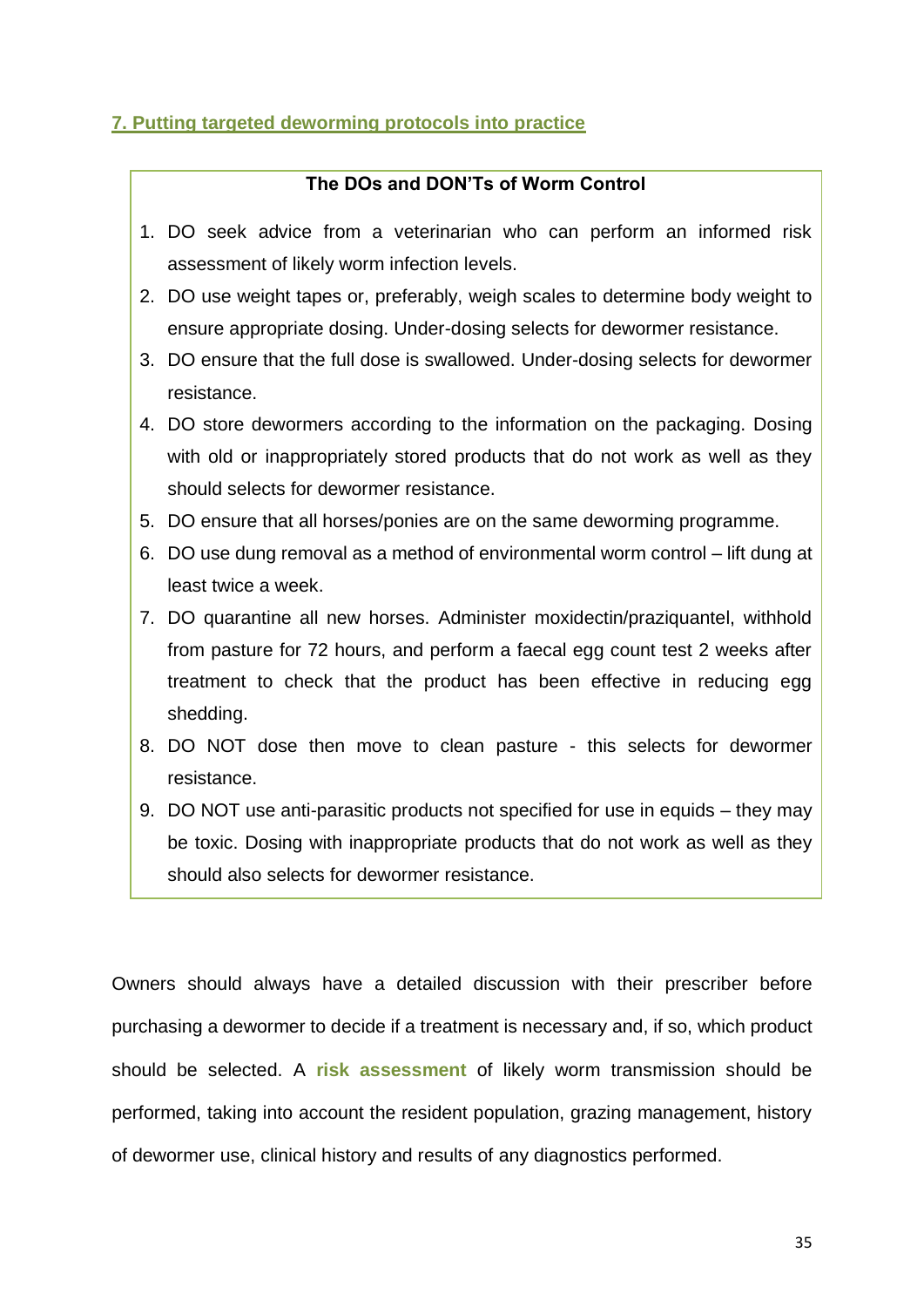## 7. Putting targeted deworming protocols into practice

**The DOs and DON'Ts of Worm Control**

1. DO seek advice from a veterinarian who can perform an informed risk assessment of likely worm infection levels.
2. DO use weight tapes or, preferably, weigh scales to determine body weight to ensure appropriate dosing. Under-dosing selects for dewormer resistance.
3. DO ensure that the full dose is swallowed. Under-dosing selects for dewormer resistance.
4. DO store dewormers according to the information on the packaging. Dosing with old or inappropriately stored products that do not work as well as they should selects for dewormer resistance.
5. DO ensure that all horses/ponies are on the same deworming programme.
6. DO use dung removal as a method of environmental worm control – lift dung at least twice a week.
7. DO quarantine all new horses. Administer moxidectin/praziquantel, withhold from pasture for 72 hours, and perform a faecal egg count test 2 weeks after treatment to check that the product has been effective in reducing egg shedding.
8. DO NOT dose then move to clean pasture - this selects for dewormer resistance.
9. DO NOT use anti-parasitic products not specified for use in equids – they may be toxic. Dosing with inappropriate products that do not work as well as they should also selects for dewormer resistance.

Owners should always have a detailed discussion with their prescriber before purchasing a dewormer to decide if a treatment is necessary and, if so, which product should be selected. A **risk assessment** of likely worm transmission should be performed, taking into account the resident population, grazing management, history of dewormer use, clinical history and results of any diagnostics performed.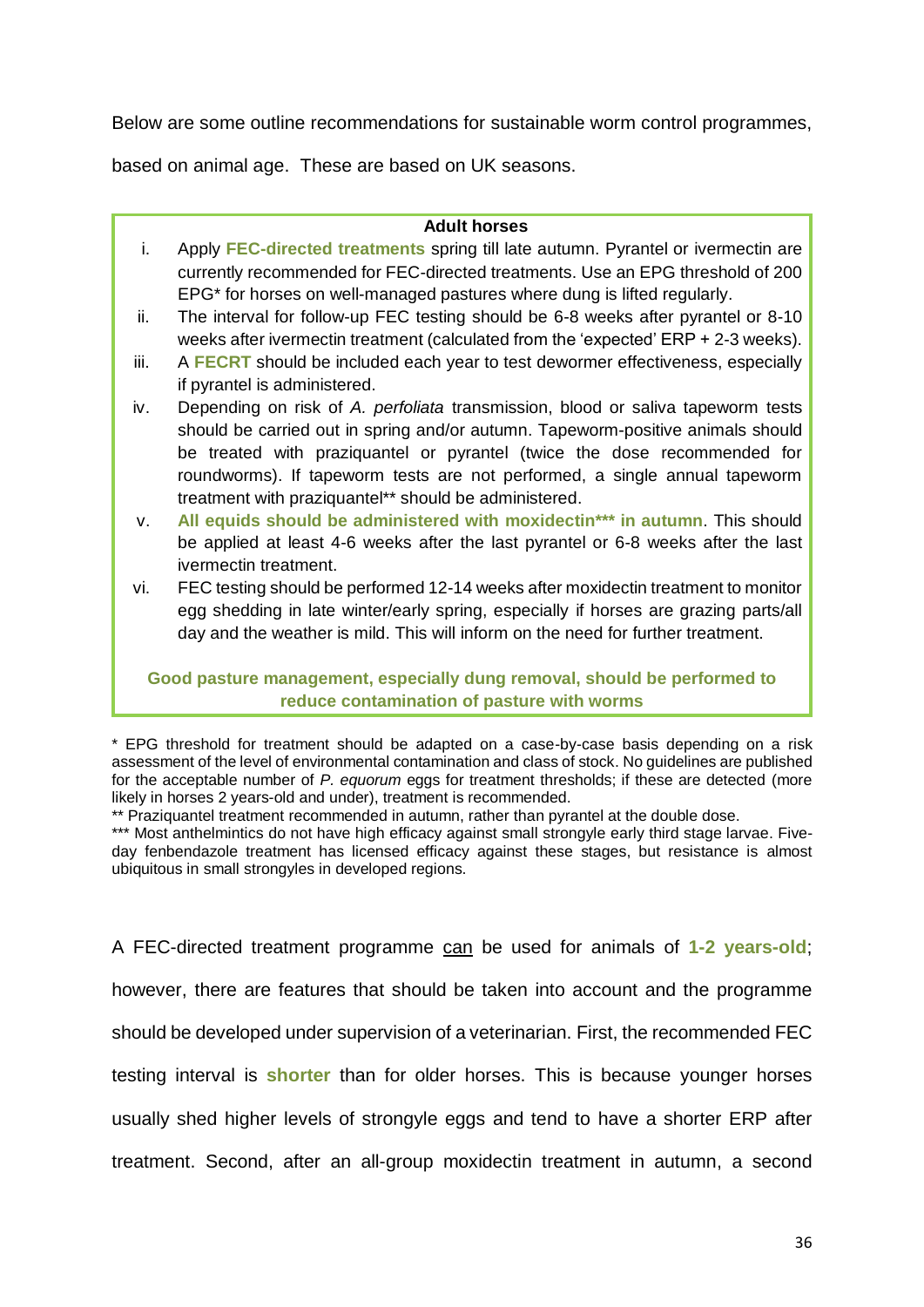Below are some outline recommendations for sustainable worm control programmes, based on animal age. These are based on UK seasons.

**Adult horses**

i. Apply **FEC-directed treatments** spring till late autumn. Pyrantel or ivermectin are currently recommended for FEC-directed treatments. Use an EPG threshold of 200 EPG* for horses on well-managed pastures where dung is lifted regularly.

ii. The interval for follow-up FEC testing should be 6-8 weeks after pyrantel or 8-10 weeks after ivermectin treatment (calculated from the 'expected' ERP + 2-3 weeks).

iii. A **FECRT** should be included each year to test dewormer effectiveness, especially if pyrantel is administered.

iv. Depending on risk of *A. perfoliata* transmission, blood or saliva tapeworm tests should be carried out in spring and/or autumn. Tapeworm-positive animals should be treated with praziquantel or pyrantel (twice the dose recommended for roundworms). If tapeworm tests are not performed, a single annual tapeworm treatment with praziquantel** should be administered.

v. **All equids should be administered with moxidectin*** in autumn**. This should be applied at least 4-6 weeks after the last pyrantel or 6-8 weeks after the last ivermectin treatment.

vi. FEC testing should be performed 12-14 weeks after moxidectin treatment to monitor egg shedding in late winter/early spring, especially if horses are grazing parts/all day and the weather is mild. This will inform on the need for further treatment.

**Good pasture management, especially dung removal, should be performed to reduce contamination of pasture with worms**

* EPG threshold for treatment should be adapted on a case-by-case basis depending on a risk assessment of the level of environmental contamination and class of stock. No guidelines are published for the acceptable number of *P. equorum* eggs for treatment thresholds; if these are detected (more likely in horses 2 years-old and under), treatment is recommended.

** Praziquantel treatment recommended in autumn, rather than pyrantel at the double dose.

*** Most anthelmintics do not have high efficacy against small strongyle early third stage larvae. Five-day fenbendazole treatment has licensed efficacy against these stages, but resistance is almost ubiquitous in small strongyles in developed regions.

A FEC-directed treatment programme <u>can</u> be used for animals of **1-2 years-old**; however, there are features that should be taken into account and the programme should be developed under supervision of a veterinarian. First, the recommended FEC testing interval is **shorter** than for older horses. This is because younger horses usually shed higher levels of strongyle eggs and tend to have a shorter ERP after treatment. Second, after an all-group moxidectin treatment in autumn, a second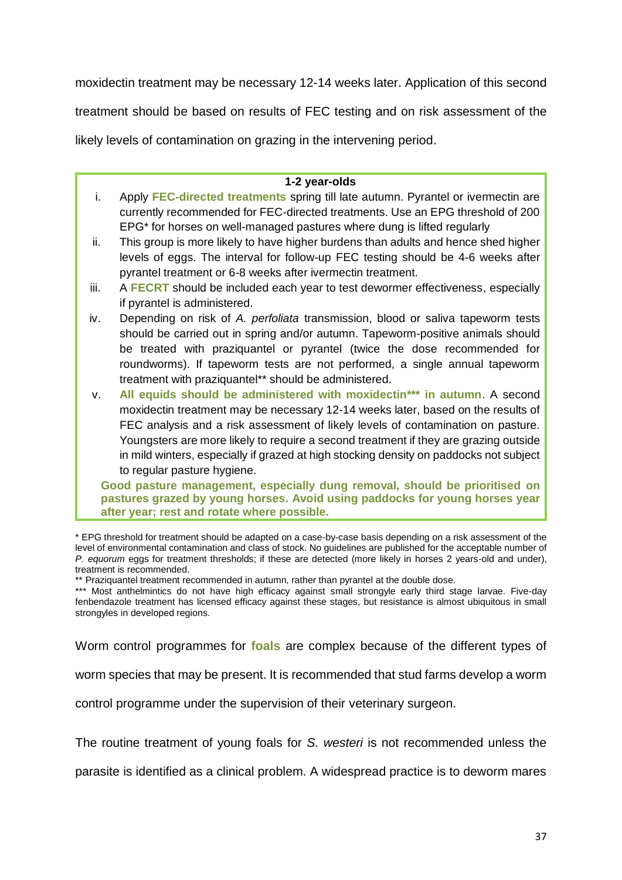moxidectin treatment may be necessary 12-14 weeks later. Application of this second treatment should be based on results of FEC testing and on risk assessment of the likely levels of contamination on grazing in the intervening period.

**1-2 year-olds**

i. Apply **FEC-directed treatments** spring till late autumn. Pyrantel or ivermectin are currently recommended for FEC-directed treatments. Use an EPG threshold of 200 EPG* for horses on well-managed pastures where dung is lifted regularly
ii. This group is more likely to have higher burdens than adults and hence shed higher levels of eggs. The interval for follow-up FEC testing should be 4-6 weeks after pyrantel treatment or 6-8 weeks after ivermectin treatment.
iii. A **FECRT** should be included each year to test dewormer effectiveness, especially if pyrantel is administered.
iv. Depending on risk of *A. perfoliata* transmission, blood or saliva tapeworm tests should be carried out in spring and/or autumn. Tapeworm-positive animals should be treated with praziquantel or pyrantel (twice the dose recommended for roundworms). If tapeworm tests are not performed, a single annual tapeworm treatment with praziquantel** should be administered.
v. **All equids should be administered with moxidectin*** in autumn**. A second moxidectin treatment may be necessary 12-14 weeks later, based on the results of FEC analysis and a risk assessment of likely levels of contamination on pasture. Youngsters are more likely to require a second treatment if they are grazing outside in mild winters, especially if grazed at high stocking density on paddocks not subject to regular pasture hygiene.

**Good pasture management, especially dung removal, should be prioritised on pastures grazed by young horses. Avoid using paddocks for young horses year after year; rest and rotate where possible.**

\* EPG threshold for treatment should be adapted on a case-by-case basis depending on a risk assessment of the level of environmental contamination and class of stock. No guidelines are published for the acceptable number of *P. equorum* eggs for treatment thresholds; if these are detected (more likely in horses 2 years-old and under), treatment is recommended.

\** Praziquantel treatment recommended in autumn, rather than pyrantel at the double dose.

\*** Most anthelmintics do not have high efficacy against small strongyle early third stage larvae. Five-day fenbendazole treatment has licensed efficacy against these stages, but resistance is almost ubiquitous in small strongyles in developed regions.

Worm control programmes for **foals** are complex because of the different types of worm species that may be present. It is recommended that stud farms develop a worm control programme under the supervision of their veterinary surgeon.

The routine treatment of young foals for *S. westeri* is not recommended unless the parasite is identified as a clinical problem. A widespread practice is to deworm mares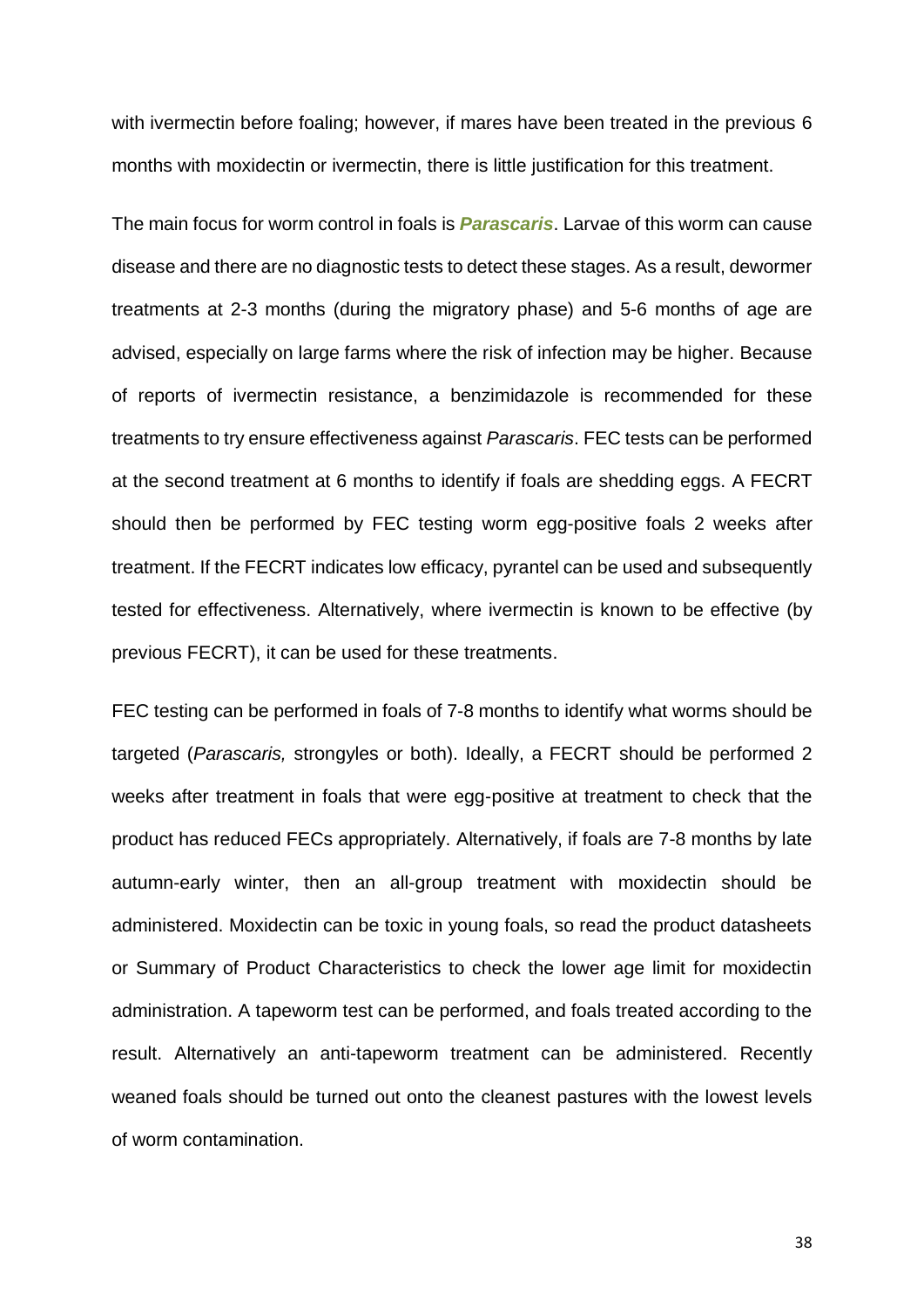with ivermectin before foaling; however, if mares have been treated in the previous 6 months with moxidectin or ivermectin, there is little justification for this treatment.

The main focus for worm control in foals is ***Parascaris***. Larvae of this worm can cause disease and there are no diagnostic tests to detect these stages. As a result, dewormer treatments at 2-3 months (during the migratory phase) and 5-6 months of age are advised, especially on large farms where the risk of infection may be higher. Because of reports of ivermectin resistance, a benzimidazole is recommended for these treatments to try ensure effectiveness against *Parascaris*. FEC tests can be performed at the second treatment at 6 months to identify if foals are shedding eggs. A FECRT should then be performed by FEC testing worm egg-positive foals 2 weeks after treatment. If the FECRT indicates low efficacy, pyrantel can be used and subsequently tested for effectiveness. Alternatively, where ivermectin is known to be effective (by previous FECRT), it can be used for these treatments.

FEC testing can be performed in foals of 7-8 months to identify what worms should be targeted (*Parascaris,* strongyles or both). Ideally, a FECRT should be performed 2 weeks after treatment in foals that were egg-positive at treatment to check that the product has reduced FECs appropriately. Alternatively, if foals are 7-8 months by late autumn-early winter, then an all-group treatment with moxidectin should be administered. Moxidectin can be toxic in young foals, so read the product datasheets or Summary of Product Characteristics to check the lower age limit for moxidectin administration. A tapeworm test can be performed, and foals treated according to the result. Alternatively an anti-tapeworm treatment can be administered. Recently weaned foals should be turned out onto the cleanest pastures with the lowest levels of worm contamination.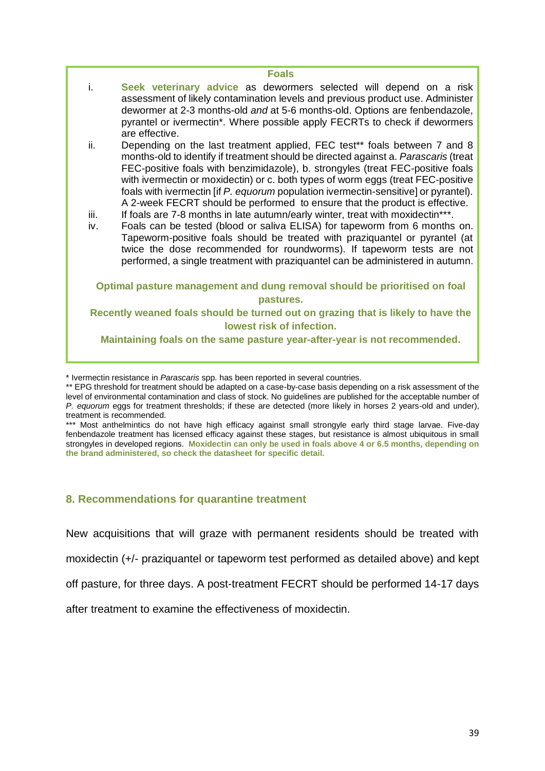**Foals**

i. **Seek veterinary advice** as dewormers selected will depend on a risk assessment of likely contamination levels and previous product use. Administer dewormer at 2-3 months-old *and* at 5-6 months-old. Options are fenbendazole, pyrantel or ivermectin*. Where possible apply FECRTs to check if dewormers are effective.

ii. Depending on the last treatment applied, FEC test** foals between 7 and 8 months-old to identify if treatment should be directed against a. *Parascaris* (treat FEC-positive foals with benzimidazole), b. strongyles (treat FEC-positive foals with ivermectin or moxidectin) or c. both types of worm eggs (treat FEC-positive foals with ivermectin [if *P. equorum* population ivermectin-sensitive] or pyrantel). A 2-week FECRT should be performed to ensure that the product is effective.

iii. If foals are 7-8 months in late autumn/early winter, treat with moxidectin***.

iv. Foals can be tested (blood or saliva ELISA) for tapeworm from 6 months on. Tapeworm-positive foals should be treated with praziquantel or pyrantel (at twice the dose recommended for roundworms). If tapeworm tests are not performed, a single treatment with praziquantel can be administered in autumn.

**Optimal pasture management and dung removal should be prioritised on foal pastures.**

**Recently weaned foals should be turned out on grazing that is likely to have the lowest risk of infection.**

**Maintaining foals on the same pasture year-after-year is not recommended.**

\* Ivermectin resistance in *Parascaris* spp. has been reported in several countries.

** EPG threshold for treatment should be adapted on a case-by-case basis depending on a risk assessment of the level of environmental contamination and class of stock. No guidelines are published for the acceptable number of *P. equorum* eggs for treatment thresholds; if these are detected (more likely in horses 2 years-old and under), treatment is recommended.

*** Most anthelmintics do not have high efficacy against small strongyle early third stage larvae. Five-day fenbendazole treatment has licensed efficacy against these stages, but resistance is almost ubiquitous in small strongyles in developed regions. **Moxidectin can only be used in foals above 4 or 6.5 months, depending on the brand administered, so check the datasheet for specific detail.**

## 8. Recommendations for quarantine treatment

New acquisitions that will graze with permanent residents should be treated with moxidectin (+/- praziquantel or tapeworm test performed as detailed above) and kept off pasture, for three days. A post-treatment FECRT should be performed 14-17 days after treatment to examine the effectiveness of moxidectin.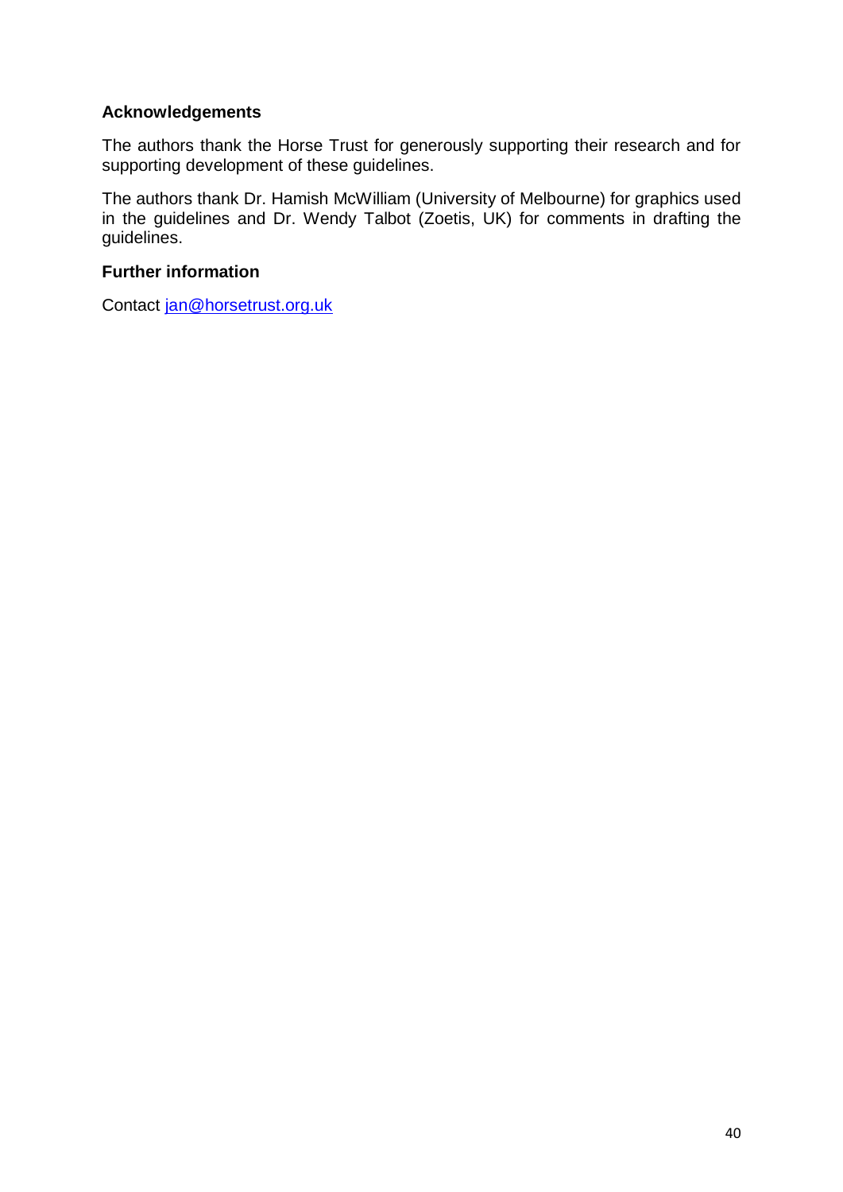### Acknowledgements

The authors thank the Horse Trust for generously supporting their research and for supporting development of these guidelines.

The authors thank Dr. Hamish McWilliam (University of Melbourne) for graphics used in the guidelines and Dr. Wendy Talbot (Zoetis, UK) for comments in drafting the guidelines.

### Further information

Contact [jan@horsetrust.org.uk](mailto:jan@horsetrust.org.uk)